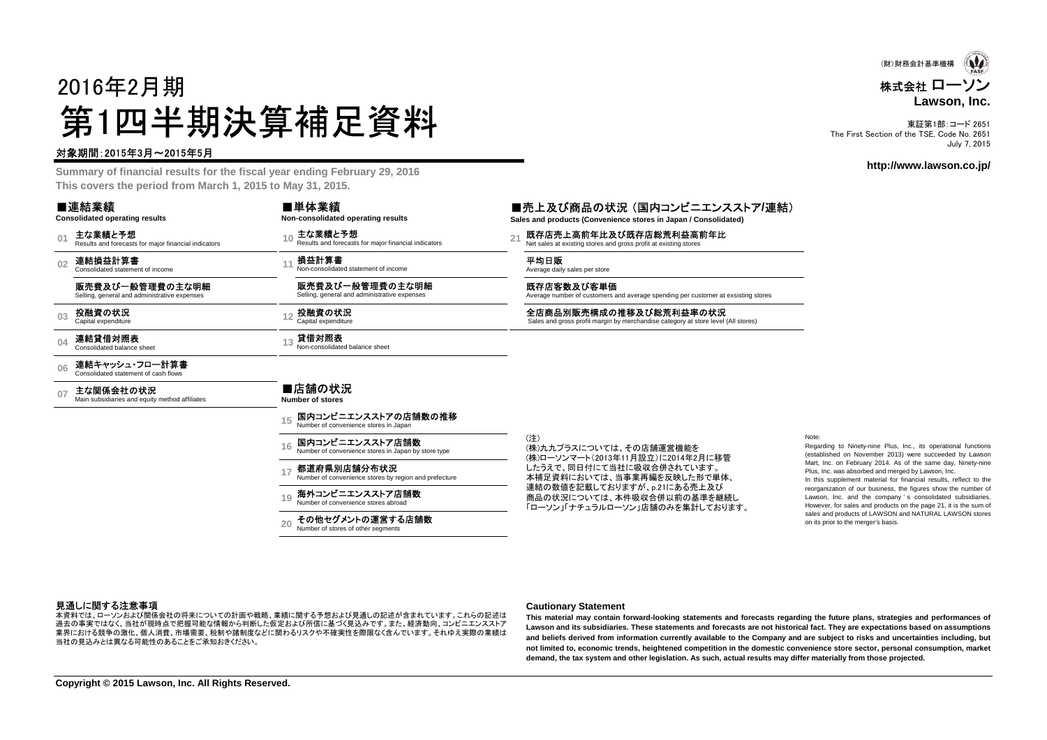(財)財務会計基準機構

**株式会社 ローソン**
**Lawson, Inc.**

東証第1部:コード 2651
The First Section of the TSE, Code No. 2651
July 7, 2015

http://www.lawson.co.jp/

# 2016年2月期
# 第1四半期決算補足資料

対象期間:2015年3月～2015年5月

**Summary of financial results for the fiscal year ending February 29, 2016**
**This covers the period from March 1, 2015 to May 31, 2015.**

## ■連結業績
**Consolidated operating results**

- 01 **主な業績と予想** Results and forecasts for major financial indicators
- 02 **連結損益計算書** Consolidated statement of income
  - **販売費及び一般管理費の主な明細** Selling, general and administrative expenses
- 03 **投融資の状況** Capital expenditure
- 04 **連結貸借対照表** Consolidated balance sheet
- 06 **連結キャッシュ・フロー計算書** Consolidated statement of cash flows
- 07 **主な関係会社の状況** Main subsidiaries and equity method affiliates

## ■単体業績
**Non-consolidated operating results**

- 10 **主な業績と予想** Results and forecasts for major financial indicators
- 11 **損益計算書** Non-consolidated statement of income
  - **販売費及び一般管理費の主な明細** Selling, general and administrative expenses
- 12 **投融資の状況** Capital expenditure
- 13 **貸借対照表** Non-consolidated balance sheet

## ■店舗の状況
**Number of stores**

- 15 **国内コンビニエンスストアの店舗数の推移** Number of convenience stores in Japan
- 16 **国内コンビニエンスストア店舗数** Number of convenience stores in Japan by store type
- 17 **都道府県別店舗分布状況** Number of convenience stores by region and prefecture
- 19 **海外コンビニエンスストア店舗数** Number of convenience stores abroad
- 20 **その他セグメントの運営する店舗数** Number of stores of other segments

## ■売上及び商品の状況（国内コンビニエンスストア/連結）
**Sales and products (Convenience stores in Japan / Consolidated)**

- 21 **既存店売上高前年比及び既存店総荒利益高前年比** Net sales at existing stores and gross profit at existing stores
  - **平均日販** Average daily sales per store
  - **既存店客数及び客単価** Average number of customers and average spending per customer at exsisting stores
  - **全店商品別販売構成の推移及び総荒利益率の状況** Sales and gross profit margin by merchandise category at store level (All stores)

（注）
(株)九九プラスについては、その店舗運営機能を(株)ローソンマート（2013年11月設立）に2014年2月に移管したうえで、同日付にて当社に吸収合併されています。本補足資料においては、当事業再編を反映した形で単体、連結の数値を記載しておりますが、p.21にある売上及び商品の状況については、本件吸収合併以前の基準を継続し「ローソン」「ナチュラルローソン」店舗のみを集計しております。

Note:
Regarding to Ninety-nine Plus, Inc., its operational functions (established on November 2013) were succeeded by Lawson Mart, Inc. on February 2014. As of the same day, Ninety-nine Plus, Inc. was absorbed and merged by Lawson, Inc.
In this supplement material for financial results, reflect to the reorganization of our business, the figures show the number of Lawson, Inc. and the company's consolidated subsidiaries. However, for sales and products on the page 21, it is the sum of sales and products of LAWSON and NATURAL LAWSON stores on its prior to the merger's basis.

**見通しに関する注意事項**
本資料では、ローソンおよび関係会社の将来についての計画や戦略、業績に関する予想および見通しの記述が含まれています。これらの記述は過去の事実ではなく、当社が現時点で把握可能な情報から判断した仮定および所信に基づく見込みです。また、経済動向、コンビニエンスストア業界における競争の激化、個人消費、市場需要、税制や諸制度などに関わるリスクや不確実性を際限なく含んでいます。それゆえ実際の業績は当社の見込みとは異なる可能性のあることをご承知おきください。

**Cautionary Statement**
**This material may contain forward-looking statements and forecasts regarding the future plans, strategies and performances of Lawson and its subsidiaries. These statements and forecasts are not historical fact. They are expectations based on assumptions and beliefs derived from information currently available to the Company and are subject to risks and uncertainties including, but not limited to, economic trends, heightened competition in the domestic convenience store sector, personal consumption, market demand, the tax system and other legislation. As such, actual results may differ materially from those projected.**

**Copyright © 2015 Lawson, Inc. All Rights Reserved.**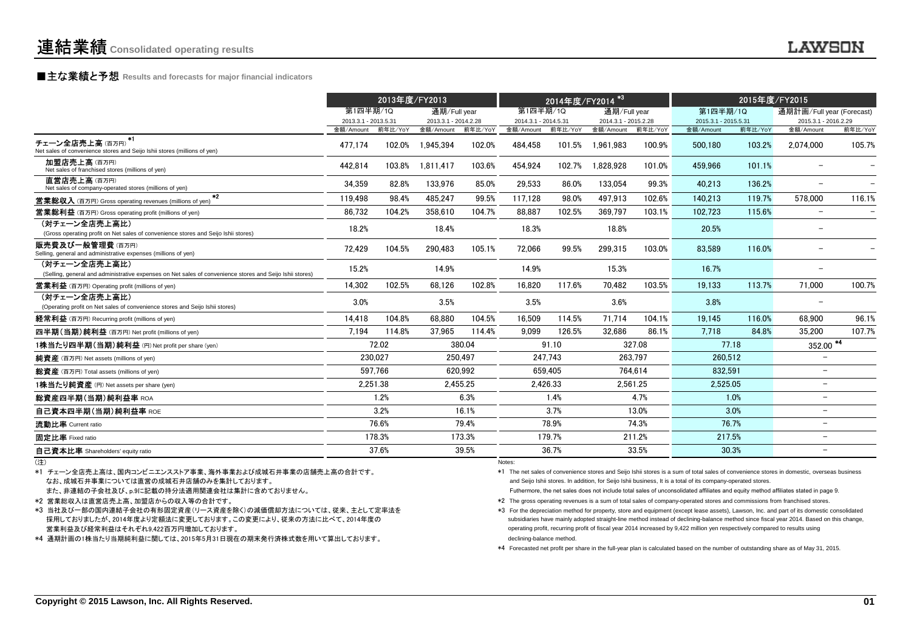# 連結業績 Consolidated operating results

## ■主な業績と予想 Results and forecasts for major financial indicators

| | 2013年度/FY2013 | | | | 2014年度/FY2014 *3 | | | | 2015年度/FY2015 | | | |
|---|---|---|---|---|---|---|---|---|---|---|---|---|
| | 第1四半期/1Q 2013.3.1 - 2013.5.31 | | 通期/Full year 2013.3.1 - 2014.2.28 | | 第1四半期/1Q 2014.3.1 - 2014.5.31 | | 通期/Full year 2014.3.1 - 2015.2.28 | | 第1四半期/1Q 2015.3.1 - 2015.5.31 | | 通期計画/Full year (Forecast) 2015.3.1 - 2016.2.29 | |
| | 金額/Amount | 前年比/YoY | 金額/Amount | 前年比/YoY | 金額/Amount | 前年比/YoY | 金額/Amount | 前年比/YoY | 金額/Amount | 前年比/YoY | 金額/Amount | 前年比/YoY |
| チェーン全店売上高 (百万円) *1 Net sales of convenience stores and Seijo Ishii stores (millions of yen) | 477,174 | 102.0% | 1,945,394 | 102.0% | 484,458 | 101.5% | 1,961,983 | 100.9% | 500,180 | 103.2% | 2,074,000 | 105.7% |
| 加盟店売上高 (百万円) Net sales of franchised stores (millions of yen) | 442,814 | 103.8% | 1,811,417 | 103.6% | 454,924 | 102.7% | 1,828,928 | 101.0% | 459,966 | 101.1% | – | – |
| 直営店売上高 (百万円) Net sales of company-operated stores (millions of yen) | 34,359 | 82.8% | 133,976 | 85.0% | 29,533 | 86.0% | 133,054 | 99.3% | 40,213 | 136.2% | – | – |
| 営業総収入 (百万円) Gross operating revenues (millions of yen) *2 | 119,498 | 98.4% | 485,247 | 99.5% | 117,128 | 98.0% | 497,913 | 102.6% | 140,213 | 119.7% | 578,000 | 116.1% |
| 営業総利益 (百万円) Gross operating profit (millions of yen) | 86,732 | 104.2% | 358,610 | 104.7% | 88,887 | 102.5% | 369,797 | 103.1% | 102,723 | 115.6% | – | – |
| (対チェーン全店売上高比) (Gross operating profit on Net sales of convenience stores and Seijo Ishii stores) | 18.2% | | 18.4% | | 18.3% | | 18.8% | | 20.5% | | – | |
| 販売費及び一般管理費 (百万円) Selling, general and administrative expenses (millions of yen) | 72,429 | 104.5% | 290,483 | 105.1% | 72,066 | 99.5% | 299,315 | 103.0% | 83,589 | 116.0% | – | – |
| (対チェーン全店売上高比) (Selling, general and administrative expenses on Net sales of convenience stores and Seijo Ishii stores) | 15.2% | | 14.9% | | 14.9% | | 15.3% | | 16.7% | | – | |
| 営業利益 (百万円) Operating profit (millions of yen) | 14,302 | 102.5% | 68,126 | 102.8% | 16,820 | 117.6% | 70,482 | 103.5% | 19,133 | 113.7% | 71,000 | 100.7% |
| (対チェーン全店売上高比) (Operating profit on Net sales of convenience stores and Seijo Ishii stores) | 3.0% | | 3.5% | | 3.5% | | 3.6% | | 3.8% | | – | |
| 経常利益 (百万円) Recurring profit (millions of yen) | 14,418 | 104.8% | 68,880 | 104.5% | 16,509 | 114.5% | 71,714 | 104.1% | 19,145 | 116.0% | 68,900 | 96.1% |
| 四半期(当期)純利益 (百万円) Net profit (millions of yen) | 7,194 | 114.8% | 37,965 | 114.4% | 9,099 | 126.5% | 32,686 | 86.1% | 7,718 | 84.8% | 35,200 | 107.7% |
| 1株当たり四半期(当期)純利益 (円) Net profit per share (yen) | 72.02 | | 380.04 | | 91.10 | | 327.08 | | 77.18 | | 352.00 *4 | |
| 純資産 (百万円) Net assets (millions of yen) | 230,027 | | 250,497 | | 247,743 | | 263,797 | | 260,512 | | – | |
| 総資産 (百万円) Total assets (millions of yen) | 597,766 | | 620,992 | | 659,405 | | 764,614 | | 832,591 | | – | |
| 1株当たり純資産 (円) Net assets per share (yen) | 2,251.38 | | 2,455.25 | | 2,426.33 | | 2,561.25 | | 2,525.05 | | – | |
| 総資産四半期(当期)純利益率 ROA | 1.2% | | 6.3% | | 1.4% | | 4.7% | | 1.0% | | – | |
| 自己資本四半期(当期)純利益率 ROE | 3.2% | | 16.1% | | 3.7% | | 13.0% | | 3.0% | | – | |
| 流動比率 Current ratio | 76.6% | | 79.4% | | 78.9% | | 74.3% | | 76.7% | | – | |
| 固定比率 Fixed ratio | 178.3% | | 173.3% | | 179.7% | | 211.2% | | 217.5% | | – | |
| 自己資本比率 Shareholders' equity ratio | 37.6% | | 39.5% | | 36.7% | | 33.5% | | 30.3% | | – | |

(注)

*1 チェーン全店売上高は、国内コンビニエンスストア事業、海外事業および成城石井事業の店舗売上高の合計です。
なお、成城石井事業については直営の成城石井店舗のみを集計しております。
また、非連結の子会社及び、p.9に記載の持分法適用関連会社は集計に含めておりません。

*2 営業総収入は直営店売上高、加盟店からの収入等の合計です。

*3 当社及び一部の国内連結子会社の有形固定資産(リース資産を除く)の減価償却方法については、従来、主として定率法を採用しておりましたが、2014年度より定額法に変更しております。この変更により、従来の方法に比べて、2014年度の営業利益及び経常利益はそれぞれ9,422百万円増加しております。

*4 通期計画の1株当たり当期純利益に関しては、2015年5月31日現在の期末発行済株式数を用いて算出しております。

Notes:

*1 The net sales of convenience stores and Seijo Ishii stores is a sum of total sales of convenience stores in domestic, overseas business and Seijo Ishii stores. In addition, for Seijo Ishii business, It is a total of its company-operated stores.
Futhermore, the net sales does not include total sales of unconsolidated affiliates and equity method affiliates stated in page 9.

*2 The gross operating revenues is a sum of total sales of company-operated stores and commissions from franchised stores.

*3 For the depreciation method for property, store and equipment (except lease assets), Lawson, Inc. and part of its domestic consolidated subsidiaries have mainly adopted straight-line method instead of declining-balance method since fiscal year 2014. Based on this change, operating profit, recurring profit of fiscal year 2014 increased by 9,422 million yen respectively compared to results using declining-balance method.

*4 Forecasted net profit per share in the full-year plan is calculated based on the number of outstanding share as of May 31, 2015.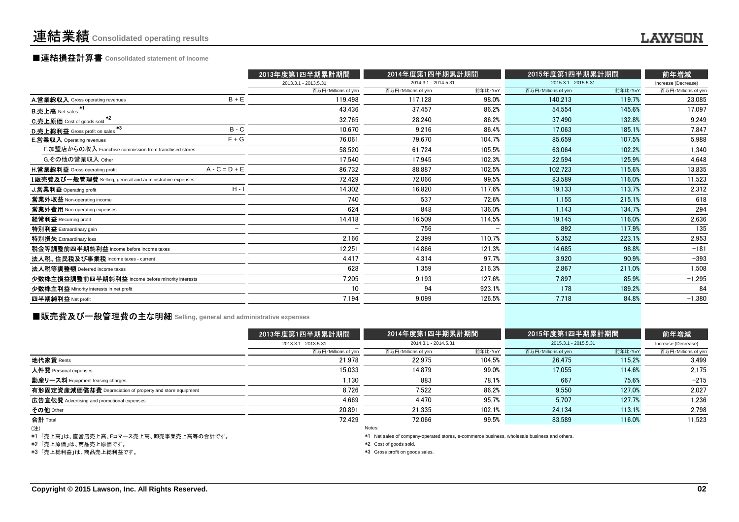# 連結業績 Consolidated operating results

## ■連結損益計算書 Consolidated statement of income

| | | 2013年度第1四半期累計期間 | 2014年度第1四半期累計期間 | | 2015年度第1四半期累計期間 | | 前年増減 |
|---|---|---|---|---|---|---|---|
| | | 2013.3.1 - 2013.5.31 | 2014.3.1 - 2014.5.31 | | 2015.3.1 - 2015.5.31 | | Increase (Decrease) |
| | | 百万円/Millions of yen | 百万円/Millions of yen | 前年比/YoY | 百万円/Millions of yen | 前年比/YoY | 百万円/Millions of yen |
| A.営業総収入 Gross operating revenues | B + E | 119,498 | 117,128 | 98.0% | 140,213 | 119.7% | 23,085 |
| B.売上高 Net sales *1 | | 43,436 | 37,457 | 86.2% | 54,554 | 145.6% | 17,097 |
| C.売上原価 Cost of goods sold *2 | | 32,765 | 28,240 | 86.2% | 37,490 | 132.8% | 9,249 |
| D.売上総利益 Gross profit on sales *3 | B - C | 10,670 | 9,216 | 86.4% | 17,063 | 185.1% | 7,847 |
| E.営業収入 Operating revenues | F + G | 76,061 | 79,670 | 104.7% | 85,659 | 107.5% | 5,988 |
| F.加盟店からの収入 Franchise commission from franchised stores | | 58,520 | 61,724 | 105.5% | 63,064 | 102.2% | 1,340 |
| G.その他の営業収入 Other | | 17,540 | 17,945 | 102.3% | 22,594 | 125.9% | 4,648 |
| H.営業総利益 Gross operating profit | A - C = D + E | 86,732 | 88,887 | 102.5% | 102,723 | 115.6% | 13,835 |
| I.販売費及び一般管理費 Selling, general and administrative expenses | | 72,429 | 72,066 | 99.5% | 83,589 | 116.0% | 11,523 |
| J.営業利益 Operating profit | H - I | 14,302 | 16,820 | 117.6% | 19,133 | 113.7% | 2,312 |
| 営業外収益 Non-operating income | | 740 | 537 | 72.6% | 1,155 | 215.1% | 618 |
| 営業外費用 Non-operating expenses | | 624 | 848 | 136.0% | 1,143 | 134.7% | 294 |
| 経常利益 Recurring profit | | 14,418 | 16,509 | 114.5% | 19,145 | 116.0% | 2,636 |
| 特別利益 Extraordinary gain | | – | 756 | – | 892 | 117.9% | 135 |
| 特別損失 Extraordinary loss | | 2,166 | 2,399 | 110.7% | 5,352 | 223.1% | 2,953 |
| 税金等調整前四半期純利益 Income before income taxes | | 12,251 | 14,866 | 121.3% | 14,685 | 98.8% | −181 |
| 法人税、住民税及び事業税 Income taxes - current | | 4,417 | 4,314 | 97.7% | 3,920 | 90.9% | −393 |
| 法人税等調整額 Deferred income taxes | | 628 | 1,359 | 216.3% | 2,867 | 211.0% | 1,508 |
| 少数株主損益調整前四半期純利益 Income before minority interests | | 7,205 | 9,193 | 127.6% | 7,897 | 85.9% | −1,295 |
| 少数株主利益 Minority interests in net profit | | 10 | 94 | 923.1% | 178 | 189.2% | 84 |
| 四半期純利益 Net profit | | 7,194 | 9,099 | 126.5% | 7,718 | 84.8% | −1,380 |

## ■販売費及び一般管理費の主な明細 Selling, general and administrative expenses

| | 2013年度第1四半期累計期間 | 2014年度第1四半期累計期間 | | 2015年度第1四半期累計期間 | | 前年増減 |
|---|---|---|---|---|---|---|
| | 2013.3.1 - 2013.5.31 | 2014.3.1 - 2014.5.31 | | 2015.3.1 - 2015.5.31 | | Increase (Decrease) |
| | 百万円/Millions of yen | 百万円/Millions of yen | 前年比/YoY | 百万円/Millions of yen | 前年比/YoY | 百万円/Millions of yen |
| 地代家賃 Rents | 21,978 | 22,975 | 104.5% | 26,475 | 115.2% | 3,499 |
| 人件費 Personal expenses | 15,033 | 14,879 | 99.0% | 17,055 | 114.6% | 2,175 |
| 動産リース料 Equipment leasing charges | 1,130 | 883 | 78.1% | 667 | 75.6% | −215 |
| 有形固定資産減価償却費 Depreciation of property and store equipment | 8,726 | 7,522 | 86.2% | 9,550 | 127.0% | 2,027 |
| 広告宣伝費 Advertising and promotional expenses | 4,669 | 4,470 | 95.7% | 5,707 | 127.7% | 1,236 |
| その他 Other | 20,891 | 21,335 | 102.1% | 24,134 | 113.1% | 2,798 |
| 合計 Total | 72,429 | 72,066 | 99.5% | 83,589 | 116.0% | 11,523 |

(注)

*1 「売上高」は、直営店売上高、Eコマース売上高、卸売事業売上高等の合計です。

*2 「売上原価」は、商品売上原価です。

*3 「売上総利益」は、商品売上総利益です。

Notes:

*1 Net sales of company-operated stores, e-commerce business, wholesale business and others.

*2 Cost of goods sold.

*3 Gross profit on goods sales.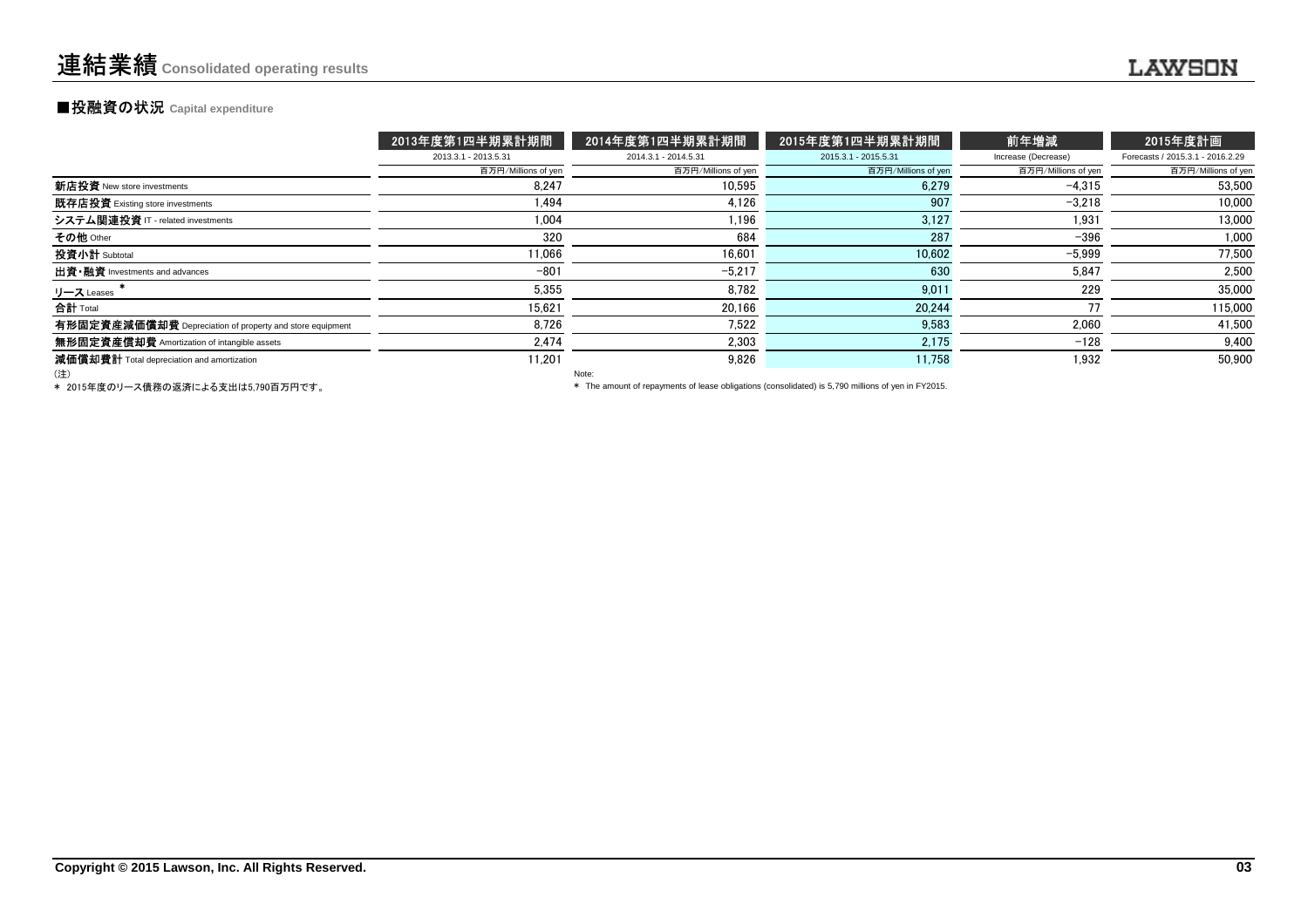# 連結業績 Consolidated operating results

## ■投融資の状況 Capital expenditure

| | 2013年度第1四半期累計期間 | 2014年度第1四半期累計期間 | 2015年度第1四半期累計期間 | 前年増減 | 2015年度計画 |
|---|---|---|---|---|---|
| | 2013.3.1 - 2013.5.31 | 2014.3.1 - 2014.5.31 | 2015.3.1 - 2015.5.31 | Increase (Decrease) | Forecasts / 2015.3.1 - 2016.2.29 |
| | 百万円/Millions of yen | 百万円/Millions of yen | 百万円/Millions of yen | 百万円/Millions of yen | 百万円/Millions of yen |
| **新店投資** New store investments | 8,247 | 10,595 | 6,279 | −4,315 | 53,500 |
| **既存店投資** Existing store investments | 1,494 | 4,126 | 907 | −3,218 | 10,000 |
| **システム関連投資** IT - related investments | 1,004 | 1,196 | 3,127 | 1,931 | 13,000 |
| **その他** Other | 320 | 684 | 287 | −396 | 1,000 |
| **投資小計** Subtotal | 11,066 | 16,601 | 10,602 | −5,999 | 77,500 |
| **出資・融資** Investments and advances | −801 | −5,217 | 630 | 5,847 | 2,500 |
| **リース** Leases * | 5,355 | 8,782 | 9,011 | 229 | 35,000 |
| **合計** Total | 15,621 | 20,166 | 20,244 | 77 | 115,000 |
| **有形固定資産減価償却費** Depreciation of property and store equipment | 8,726 | 7,522 | 9,583 | 2,060 | 41,500 |
| **無形固定資産償却費** Amortization of intangible assets | 2,474 | 2,303 | 2,175 | −128 | 9,400 |
| **減価償却費計** Total depreciation and amortization | 11,201 | 9,826 | 11,758 | 1,932 | 50,900 |

(注)
＊ 2015年度のリース債務の返済による支出は5,790百万円です。

Note:
＊ The amount of repayments of lease obligations (consolidated) is 5,790 millions of yen in FY2015.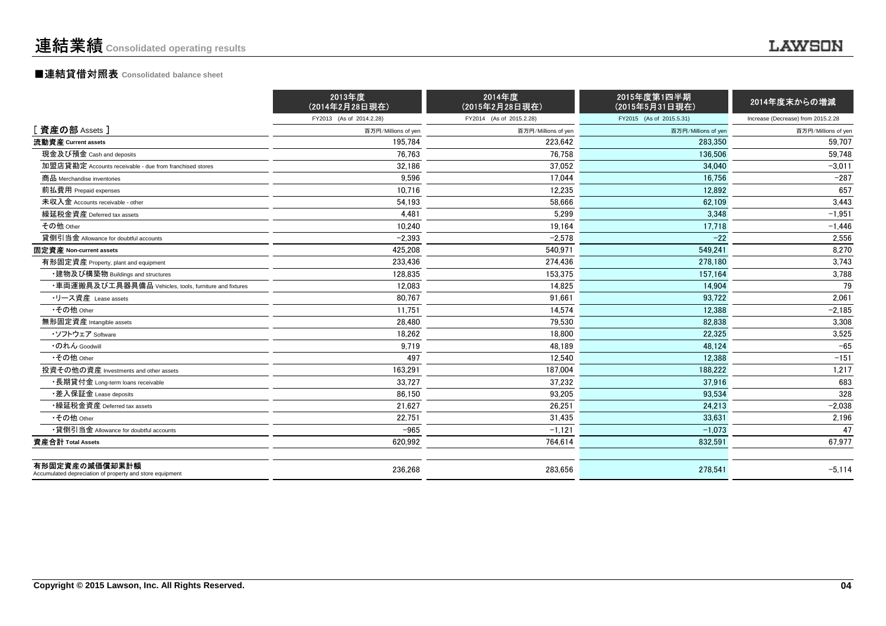# 連結業績 Consolidated operating results

## ■連結貸借対照表 Consolidated balance sheet

| | 2013年度（2014年2月28日現在） FY2013 (As of 2014.2.28) | 2014年度（2015年2月28日現在） FY2014 (As of 2015.2.28) | 2015年度第1四半期（2015年5月31日現在） FY2015 (As of 2015.5.31) | 2014年度末からの増減 Increase (Decrease) from 2015.2.28 |
|---|---|---|---|---|
| [ 資産の部 Assets ] | 百万円/Millions of yen | 百万円/Millions of yen | 百万円/Millions of yen | 百万円/Millions of yen |
| 流動資産 Current assets | 195,784 | 223,642 | 283,350 | 59,707 |
| 現金及び預金 Cash and deposits | 76,763 | 76,758 | 136,506 | 59,748 |
| 加盟店貸勘定 Accounts receivable - due from franchised stores | 32,186 | 37,052 | 34,040 | −3,011 |
| 商品 Merchandise inventories | 9,596 | 17,044 | 16,756 | −287 |
| 前払費用 Prepaid expenses | 10,716 | 12,235 | 12,892 | 657 |
| 未収入金 Accounts receivable - other | 54,193 | 58,666 | 62,109 | 3,443 |
| 繰延税金資産 Deferred tax assets | 4,481 | 5,299 | 3,348 | −1,951 |
| その他 Other | 10,240 | 19,164 | 17,718 | −1,446 |
| 貸倒引当金 Allowance for doubtful accounts | −2,393 | −2,578 | −22 | 2,556 |
| 固定資産 Non-current assets | 425,208 | 540,971 | 549,241 | 8,270 |
| 有形固定資産 Property, plant and equipment | 233,436 | 274,436 | 278,180 | 3,743 |
| ・建物及び構築物 Buildings and structures | 128,835 | 153,375 | 157,164 | 3,788 |
| ・車両運搬具及び工具器具備品 Vehicles, tools, furniture and fixtures | 12,083 | 14,825 | 14,904 | 79 |
| ・リース資産 Lease assets | 80,767 | 91,661 | 93,722 | 2,061 |
| ・その他 Other | 11,751 | 14,574 | 12,388 | −2,185 |
| 無形固定資産 Intangible assets | 28,480 | 79,530 | 82,838 | 3,308 |
| ・ソフトウェア Software | 18,262 | 18,800 | 22,325 | 3,525 |
| ・のれん Goodwill | 9,719 | 48,189 | 48,124 | −65 |
| ・その他 Other | 497 | 12,540 | 12,388 | −151 |
| 投資その他の資産 Investments and other assets | 163,291 | 187,004 | 188,222 | 1,217 |
| ・長期貸付金 Long-term loans receivable | 33,727 | 37,232 | 37,916 | 683 |
| ・差入保証金 Lease deposits | 86,150 | 93,205 | 93,534 | 328 |
| ・繰延税金資産 Deferred tax assets | 21,627 | 26,251 | 24,213 | −2,038 |
| ・その他 Other | 22,751 | 31,435 | 33,631 | 2,196 |
| ・貸倒引当金 Allowance for doubtful accounts | −965 | −1,121 | −1,073 | 47 |
| 資産合計 Total Assets | 620,992 | 764,614 | 832,591 | 67,977 |
| 有形固定資産の減価償却累計額 Accumulated depreciation of property and store equipment | 236,268 | 283,656 | 278,541 | −5,114 |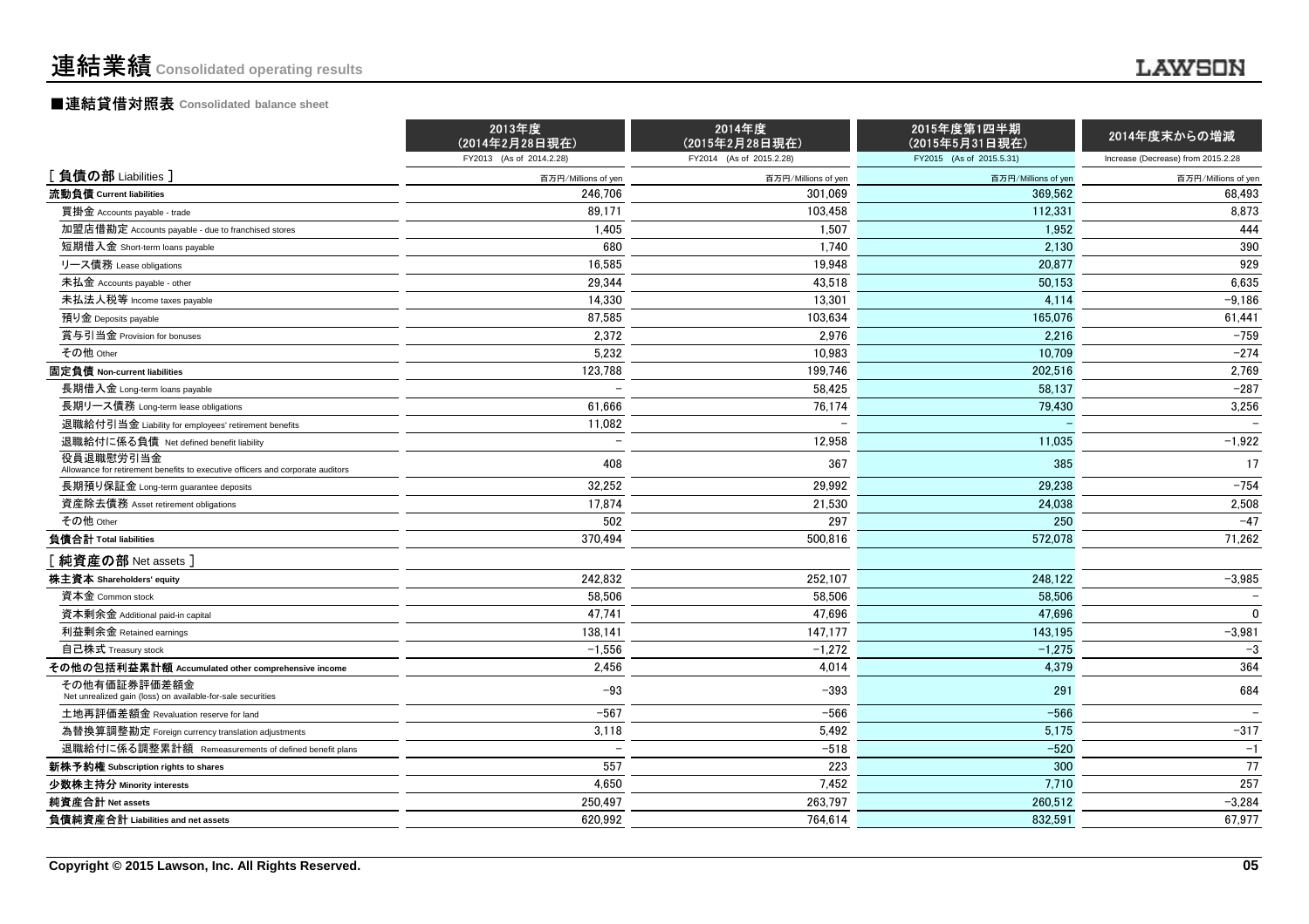# 連結業績 Consolidated operating results

LAWSON

## ■連結貸借対照表 Consolidated balance sheet

| | 2013年度 (2014年2月28日現在) FY2013 (As of 2014.2.28) | 2014年度 (2015年2月28日現在) FY2014 (As of 2015.2.28) | 2015年度第1四半期 (2015年5月31日現在) FY2015 (As of 2015.5.31) | 2014年度末からの増減 Increase (Decrease) from 2015.2.28 |
|---|---|---|---|---|
| **[ 負債の部** Liabilities **]** | 百万円/Millions of yen | 百万円/Millions of yen | 百万円/Millions of yen | 百万円/Millions of yen |
| **流動負債 Current liabilities** | 246,706 | 301,069 | 369,562 | 68,493 |
| 買掛金 Accounts payable - trade | 89,171 | 103,458 | 112,331 | 8,873 |
| 加盟店借勘定 Accounts payable - due to franchised stores | 1,405 | 1,507 | 1,952 | 444 |
| 短期借入金 Short-term loans payable | 680 | 1,740 | 2,130 | 390 |
| リース債務 Lease obligations | 16,585 | 19,948 | 20,877 | 929 |
| 未払金 Accounts payable - other | 29,344 | 43,518 | 50,153 | 6,635 |
| 未払法人税等 Income taxes payable | 14,330 | 13,301 | 4,114 | -9,186 |
| 預り金 Deposits payable | 87,585 | 103,634 | 165,076 | 61,441 |
| 賞与引当金 Provision for bonuses | 2,372 | 2,976 | 2,216 | -759 |
| その他 Other | 5,232 | 10,983 | 10,709 | -274 |
| **固定負債 Non-current liabilities** | 123,788 | 199,746 | 202,516 | 2,769 |
| 長期借入金 Long-term loans payable | - | 58,425 | 58,137 | -287 |
| 長期リース債務 Long-term lease obligations | 61,666 | 76,174 | 79,430 | 3,256 |
| 退職給付引当金 Liability for employees' retirement benefits | 11,082 | - | - | - |
| 退職給付に係る負債 Net defined benefit liability | - | 12,958 | 11,035 | -1,922 |
| 役員退職慰労引当金 Allowance for retirement benefits to executive officers and corporate auditors | 408 | 367 | 385 | 17 |
| 長期預り保証金 Long-term guarantee deposits | 32,252 | 29,992 | 29,238 | -754 |
| 資産除去債務 Asset retirement obligations | 17,874 | 21,530 | 24,038 | 2,508 |
| その他 Other | 502 | 297 | 250 | -47 |
| **負債合計 Total liabilities** | 370,494 | 500,816 | 572,078 | 71,262 |
| **[ 純資産の部** Net assets **]** | | | | |
| **株主資本 Shareholders' equity** | 242,832 | 252,107 | 248,122 | -3,985 |
| 資本金 Common stock | 58,506 | 58,506 | 58,506 | - |
| 資本剰余金 Additional paid-in capital | 47,741 | 47,696 | 47,696 | 0 |
| 利益剰余金 Retained earnings | 138,141 | 147,177 | 143,195 | -3,981 |
| 自己株式 Treasury stock | -1,556 | -1,272 | -1,275 | -3 |
| **その他の包括利益累計額 Accumulated other comprehensive income** | 2,456 | 4,014 | 4,379 | 364 |
| その他有価証券評価差額金 Net unrealized gain (loss) on available-for-sale securities | -93 | -393 | 291 | 684 |
| 土地再評価差額金 Revaluation reserve for land | -567 | -566 | -566 | - |
| 為替換算調整勘定 Foreign currency translation adjustments | 3,118 | 5,492 | 5,175 | -317 |
| 退職給付に係る調整累計額 Remeasurements of defined benefit plans | - | -518 | -520 | -1 |
| **新株予約権 Subscription rights to shares** | 557 | 223 | 300 | 77 |
| **少数株主持分 Minority interests** | 4,650 | 7,452 | 7,710 | 257 |
| **純資産合計 Net assets** | 250,497 | 263,797 | 260,512 | -3,284 |
| **負債純資産合計 Liabilities and net assets** | 620,992 | 764,614 | 832,591 | 67,977 |

Copyright © 2015 Lawson, Inc. All Rights Reserved.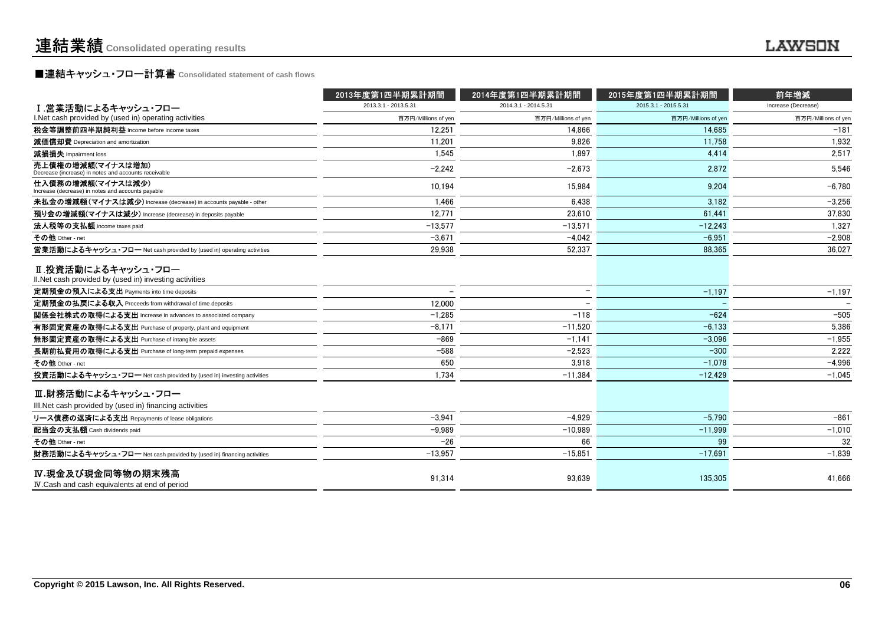# 連結業績 Consolidated operating results

## ■連結キャッシュ・フロー計算書 Consolidated statement of cash flows

| | 2013年度第1四半期累計期間<br>2013.3.1 - 2013.5.31 | 2014年度第1四半期累計期間<br>2014.3.1 - 2014.5.31 | 2015年度第1四半期累計期間<br>2015.3.1 - 2015.5.31 | 前年増減<br>Increase (Decrease) |
|---|---|---|---|---|
| **Ⅰ.営業活動によるキャッシュ・フロー**<br>I.Net cash provided by (used in) operating activities | 百万円/Millions of yen | 百万円/Millions of yen | 百万円/Millions of yen | 百万円/Millions of yen |
| 税金等調整前四半期純利益 Income before income taxes | 12,251 | 14,866 | 14,685 | −181 |
| 減価償却費 Depreciation and amortization | 11,201 | 9,826 | 11,758 | 1,932 |
| 減損損失 Impairment loss | 1,545 | 1,897 | 4,414 | 2,517 |
| 売上債権の増減額(マイナスは増加)<br>Decrease (increase) in notes and accounts receivable | −2,242 | −2,673 | 2,872 | 5,546 |
| 仕入債務の増減額(マイナスは減少)<br>Increase (decrease) in notes and accounts payable | 10,194 | 15,984 | 9,204 | −6,780 |
| 未払金の増減額(マイナスは減少) Increase (decrease) in accounts payable - other | 1,466 | 6,438 | 3,182 | −3,256 |
| 預り金の増減額(マイナスは減少) Increase (decrease) in deposits payable | 12,771 | 23,610 | 61,441 | 37,830 |
| 法人税等の支払額 Income taxes paid | −13,577 | −13,571 | −12,243 | 1,327 |
| その他 Other - net | −3,671 | −4,042 | −6,951 | −2,908 |
| 営業活動によるキャッシュ・フロー Net cash provided by (used in) operating activities | 29,938 | 52,337 | 88,365 | 36,027 |
| **Ⅱ.投資活動によるキャッシュ・フロー**<br>II.Net cash provided by (used in) investing activities | | | | |
| 定期預金の預入による支出 Payments into time deposits | − | − | −1,197 | −1,197 |
| 定期預金の払戻による収入 Proceeds from withdrawal of time deposits | 12,000 | − | − | − |
| 関係会社株式の取得による支出 Increase in advances to associated company | −1,285 | −118 | −624 | −505 |
| 有形固定資産の取得による支出 Purchase of property, plant and equipment | −8,171 | −11,520 | −6,133 | 5,386 |
| 無形固定資産の取得による支出 Purchase of intangible assets | −869 | −1,141 | −3,096 | −1,955 |
| 長期前払費用の取得による支出 Purchase of long-term prepaid expenses | −588 | −2,523 | −300 | 2,222 |
| その他 Other - net | 650 | 3,918 | −1,078 | −4,996 |
| 投資活動によるキャッシュ・フロー Net cash provided by (used in) investing activities | 1,734 | −11,384 | −12,429 | −1,045 |
| **Ⅲ.財務活動によるキャッシュ・フロー**<br>III.Net cash provided by (used in) financing activities | | | | |
| リース債務の返済による支出 Repayments of lease obligations | −3,941 | −4,929 | −5,790 | −861 |
| 配当金の支払額 Cash dividends paid | −9,989 | −10,989 | −11,999 | −1,010 |
| その他 Other - net | −26 | 66 | 99 | 32 |
| 財務活動によるキャッシュ・フロー Net cash provided by (used in) financing activities | −13,957 | −15,851 | −17,691 | −1,839 |
| **Ⅳ.現金及び現金同等物の期末残高**<br>Ⅳ.Cash and cash equivalents at end of period | 91,314 | 93,639 | 135,305 | 41,666 |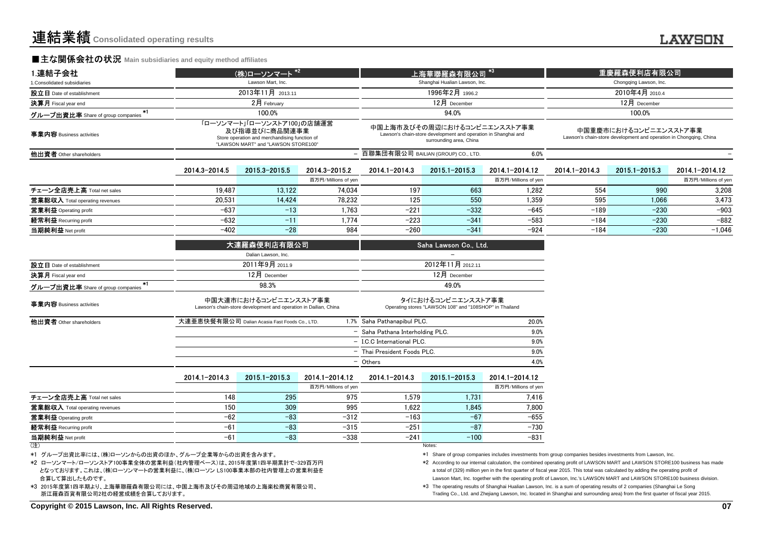# 連結業績 Consolidated operating results

## ■主な関係会社の状況 Main subsidiaries and equity method affiliates

| 1.連結子会社 1.Consolidated subsidiaries | (株)ローソンマート *2 Lawson Mart, Inc. | | | 上海華聯羅森有限公司 *3 Shanghai Hualian Lawson, Inc. | | | 重慶羅森便利店有限公司 Chongqing Lawson, Inc. | | |
|---|---|---|---|---|---|---|---|---|---|
| 設立日 Date of establishment | 2013年11月 2013.11 | | | 1996年2月 1996.2 | | | 2010年4月 2010.4 | | |
| 決算月 Fiscal year end | 2月 February | | | 12月 December | | | 12月 December | | |
| グループ出資比率 Share of group companies *1 | 100.0% | | | 94.0% | | | 100.0% | | |
| 事業内容 Business activities | 「ローソンマート」「ローソンストア100」の店舗運営及び指導並びに商品関連事業 Store operation and merchandising function of "LAWSON MART" and "LAWSON STORE100" | | | 中国上海市及びその周辺におけるコンビニエンスストア事業 Lawson's chain-store development and operation in Shanghai and surrounding area, China | | | 中国重慶市におけるコンビニエンスストア事業 Lawson's chain-store development and operation in Chongqing, China | | |
| 他出資者 Other shareholders | | | – | 百聯集団有限公司 BAILIAN (GROUP) CO., LTD. | | 6.0% | | | – |
| | 2014.3–2014.5 | 2015.3–2015.5 | 2014.3–2015.2 百万円/Millions of yen | 2014.1–2014.3 | 2015.1–2015.3 | 2014.1–2014.12 百万円/Millions of yen | 2014.1–2014.3 | 2015.1–2015.3 | 2014.1–2014.12 百万円/Millions of yen |
| チェーン全店売上高 Total net sales | 19,487 | 13,122 | 74,034 | 197 | 663 | 1,282 | 554 | 990 | 3,208 |
| 営業総収入 Total operating revenues | 20,531 | 14,424 | 78,232 | 125 | 550 | 1,359 | 595 | 1,066 | 3,473 |
| 営業利益 Operating profit | −637 | −13 | 1,763 | −221 | −332 | −645 | −189 | −230 | −903 |
| 経常利益 Recurring profit | −632 | −11 | 1,774 | −223 | −341 | −583 | −184 | −230 | −882 |
| 当期純利益 Net profit | −402 | −28 | 984 | −260 | −341 | −924 | −184 | −230 | −1,046 |

| | 大連羅森便利店有限公司 Dalian Lawson, Inc. | | | Saha Lawson Co., Ltd. – | | |
|---|---|---|---|---|---|---|
| 設立日 Date of establishment | 2011年9月 2011.9 | | | 2012年11月 2012.11 | | |
| 決算月 Fiscal year end | 12月 December | | | 12月 December | | |
| グループ出資比率 Share of group companies *1 | 98.3% | | | 49.0% | | |
| 事業内容 Business activities | 中国大連市におけるコンビニエンスストア事業 Lawson's chain-store development and operation in Dailian, China | | | タイにおけるコンビニエンスストア事業 Operating stores "LAWSON 108" and "108SHOP" in Thailand | | |
| 他出資者 Other shareholders | 大連亜恵快餐有限公司 Dalian Acasia Fast Foods Co., LTD. | | 1.7% | Saha Pathanapibul PLC. | | 20.0% |
| | | | – | Saha Pathana Interholding PLC. | | 9.0% |
| | | | – | I.C.C International PLC. | | 9.0% |
| | | | – | Thai President Foods PLC. | | 9.0% |
| | | | – | Others | | 4.0% |
| | 2014.1–2014.3 | 2015.1–2015.3 | 2014.1–2014.12 百万円/Millions of yen | 2014.1–2014.3 | 2015.1–2015.3 | 2014.1–2014.12 百万円/Millions of yen |
| チェーン全店売上高 Total net sales | 148 | 295 | 975 | 1,579 | 1,731 | 7,416 |
| 営業総収入 Total operating revenues | 150 | 309 | 995 | 1,622 | 1,845 | 7,800 |
| 営業利益 Operating profit | −62 | −83 | −312 | −163 | −67 | −655 |
| 経常利益 Recurring profit | −61 | −83 | −315 | −251 | −87 | −730 |
| 当期純利益 Net profit | −61 | −83 | −338 | −241 | −100 | −831 |

(注)

*1 グループ出資比率には、(株)ローソンからの出資のほか、グループ企業等からの出資を含みます。

*2 ローソンマート/ローソンストア100事業全体の営業利益(社内管理ベース)は、2015年度第1四半期累計で-329百万円となっております。これは、(株)ローソンマートの営業利益に、(株)ローソン LS100事業本部の社内管理上の営業利益を合算して算出したものです。

*3 2015年度第1四半期より、上海華聯羅森有限公司には、中国上海市及びその周辺地域の上海楽松商貿有限公司、浙江羅森百貨有限公司2社の経営成績を合算しております。

Notes:

*1 Share of group companies includes investments from group companies besides investments from Lawson, Inc.

*2 According to our internal calculation, the combined operating profit of LAWSON MART and LAWSON STORE100 business has made a total of (329) million yen in the first quarter of fiscal year 2015. This total was calculated by adding the operating profit of Lawson Mart, Inc. together with the operating profit of Lawson, Inc.'s LAWSON MART and LAWSON STORE100 business division.

*3 The operating results of Shanghai Hualian Lawson, Inc. is a sum of operating results of 2 companies (Shanghai Le Song Trading Co., Ltd. and Zhejiang Lawson, Inc. located in Shanghai and surrounding area) from the first quarter of fiscal year 2015.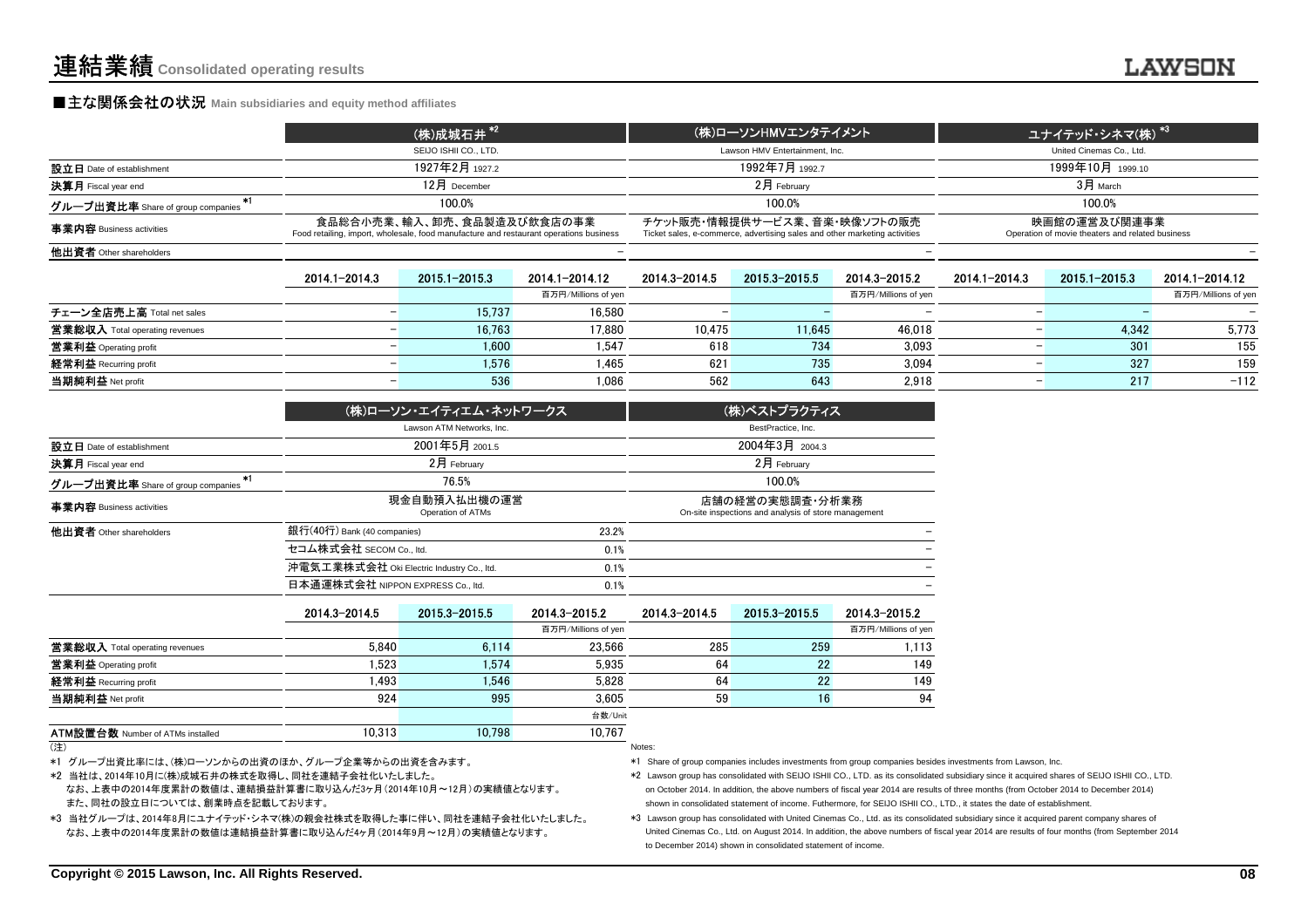# 連結業績 Consolidated operating results

## ■主な関係会社の状況 Main subsidiaries and equity method affiliates

| | (株)成城石井 *2 | | | (株)ローソンHMVエンタテイメント | | | ユナイテッド・シネマ(株) *3 | | |
|---|---|---|---|---|---|---|---|---|---|
| | SEIJO ISHII CO., LTD. | | | Lawson HMV Entertainment, Inc. | | | United Cinemas Co., Ltd. | | |
| 設立日 Date of establishment | 1927年2月 1927.2 | | | 1992年7月 1992.7 | | | 1999年10月 1999.10 | | |
| 決算月 Fiscal year end | 12月 December | | | 2月 February | | | 3月 March | | |
| グループ出資比率 Share of group companies *1 | 100.0% | | | 100.0% | | | 100.0% | | |
| 事業内容 Business activities | 食品総合小売業、輸入、卸売、食品製造及び飲食店の事業 Food retailing, import, wholesale, food manufacture and restaurant operations business | | | チケット販売・情報提供サービス業、音楽・映像ソフトの販売 Ticket sales, e-commerce, advertising sales and other marketing activities | | | 映画館の運営及び関連事業 Operation of movie theaters and related business | | |
| 他出資者 Other shareholders | | | − | | | − | | | − |
| | 2014.1−2014.3 | 2015.1−2015.3 | 2014.1−2014.12 | 2014.3−2014.5 | 2015.3−2015.5 | 2014.3−2015.2 | 2014.1−2014.3 | 2015.1−2015.3 | 2014.1−2014.12 |
| | | | 百万円/Millions of yen | | | 百万円/Millions of yen | | | 百万円/Millions of yen |
| チェーン全店売上高 Total net sales | − | 15,737 | 16,580 | − | − | − | − | − | − |
| 営業総収入 Total operating revenues | − | 16,763 | 17,880 | 10,475 | 11,645 | 46,018 | − | 4,342 | 5,773 |
| 営業利益 Operating profit | − | 1,600 | 1,547 | 618 | 734 | 3,093 | − | 301 | 155 |
| 経常利益 Recurring profit | − | 1,576 | 1,465 | 621 | 735 | 3,094 | − | 327 | 159 |
| 当期純利益 Net profit | − | 536 | 1,086 | 562 | 643 | 2,918 | − | 217 | −112 |

| | (株)ローソン・エイティエム・ネットワークス | | | (株)ベストプラクティス | | |
|---|---|---|---|---|---|---|
| | Lawson ATM Networks, Inc. | | | BestPractice, Inc. | | |
| 設立日 Date of establishment | 2001年5月 2001.5 | | | 2004年3月 2004.3 | | |
| 決算月 Fiscal year end | 2月 February | | | 2月 February | | |
| グループ出資比率 Share of group companies *1 | 76.5% | | | 100.0% | | |
| 事業内容 Business activities | 現金自動預入払出機の運営 Operation of ATMs | | | 店舗の経営の実態調査・分析業務 On-site inspections and analysis of store management | | |
| 他出資者 Other shareholders | 銀行(40行) Bank (40 companies) | | 23.2% | | | − |
| | セコム株式会社 SECOM Co., ltd. | | 0.1% | | | − |
| | 沖電気工業株式会社 Oki Electric Industry Co., ltd. | | 0.1% | | | − |
| | 日本通運株式会社 NIPPON EXPRESS Co., ltd. | | 0.1% | | | − |
| | 2014.3−2014.5 | 2015.3−2015.5 | 2014.3−2015.2 | 2014.3−2014.5 | 2015.3−2015.5 | 2014.3−2015.2 |
| | | | 百万円/Millions of yen | | | 百万円/Millions of yen |
| 営業総収入 Total operating revenues | 5,840 | 6,114 | 23,566 | 285 | 259 | 1,113 |
| 営業利益 Operating profit | 1,523 | 1,574 | 5,935 | 64 | 22 | 149 |
| 経常利益 Recurring profit | 1,493 | 1,546 | 5,828 | 64 | 22 | 149 |
| 当期純利益 Net profit | 924 | 995 | 3,605 | 59 | 16 | 94 |
| | | | 台数/Unit | | | |
| ATM設置台数 Number of ATMs installed | 10,313 | 10,798 | 10,767 | | | |

(注)

*1 グループ出資比率には、(株)ローソンからの出資のほか、グループ企業等からの出資を含みます。

*2 当社は、2014年10月に(株)成城石井の株式を取得し、同社を連結子会社化いたしました。
なお、上表中の2014年度累計の数値は、連結損益計算書に取り込んだ3ヶ月(2014年10月～12月)の実績値となります。
また、同社の設立日については、創業時点を記載しております。

*3 当社グループは、2014年8月にユナイテッド・シネマ(株)の親会社株式を取得した事に伴い、同社を連結子会社化いたしました。
なお、上表中の2014年度累計の数値は連結損益計算書に取り込んだ4ヶ月(2014年9月～12月)の実績値となります。

Notes:

*1 Share of group companies includes investments from group companies besides investments from Lawson, Inc.

*2 Lawson group has consolidated with SEIJO ISHII CO., LTD. as its consolidated subsidiary since it acquired shares of SEIJO ISHII CO., LTD. on October 2014. In addition, the above numbers of fiscal year 2014 are results of three months (from October 2014 to December 2014) shown in consolidated statement of income. Futhermore, for SEIJO ISHII CO., LTD., it states the date of establishment.

*3 Lawson group has consolidated with United Cinemas Co., Ltd. as its consolidated subsidiary since it acquired parent company shares of United Cinemas Co., Ltd. on August 2014. In addition, the above numbers of fiscal year 2014 are results of four months (from September 2014 to December 2014) shown in consolidated statement of income.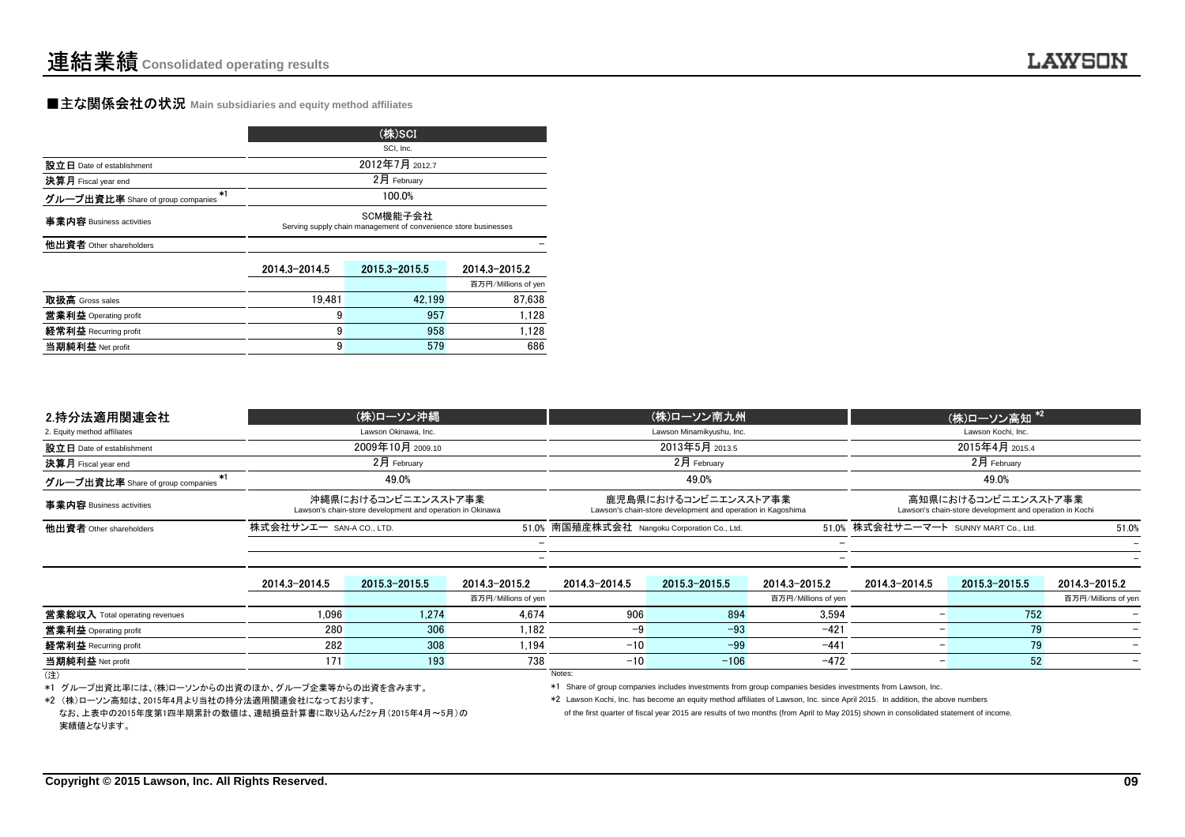# 連結業績 Consolidated operating results

## ■主な関係会社の状況 Main subsidiaries and equity method affiliates

| | (株)SCI SCI, Inc. | | |
|---|---|---|---|
| 設立日 Date of establishment | 2012年7月 2012.7 | | |
| 決算月 Fiscal year end | 2月 February | | |
| グループ出資比率 Share of group companies *1 | 100.0% | | |
| 事業内容 Business activities | SCM機能子会社 Serving supply chain management of convenience store businesses | | |
| 他出資者 Other shareholders | | | – |
| | 2014.3–2014.5 | 2015.3–2015.5 | 2014.3–2015.2 |
| | | | 百万円/Millions of yen |
| 取扱高 Gross sales | 19,481 | 42,199 | 87,638 |
| 営業利益 Operating profit | 9 | 957 | 1,128 |
| 経常利益 Recurring profit | 9 | 958 | 1,128 |
| 当期純利益 Net profit | 9 | 579 | 686 |

## 2.持分法適用関連会社
2. Equity method affiliates

| | (株)ローソン沖縄 Lawson Okinawa, Inc. | | | (株)ローソン南九州 Lawson Minamikyushu, Inc. | | | (株)ローソン高知 *2 Lawson Kochi, Inc. | | |
|---|---|---|---|---|---|---|---|---|---|
| 設立日 Date of establishment | 2009年10月 2009.10 | | | 2013年5月 2013.5 | | | 2015年4月 2015.4 | | |
| 決算月 Fiscal year end | 2月 February | | | 2月 February | | | 2月 February | | |
| グループ出資比率 Share of group companies *1 | 49.0% | | | 49.0% | | | 49.0% | | |
| 事業内容 Business activities | 沖縄県におけるコンビニエンスストア事業 Lawson's chain-store development and operation in Okinawa | | | 鹿児島県におけるコンビニエンスストア事業 Lawson's chain-store development and operation in Kagoshima | | | 高知県におけるコンビニエンスストア事業 Lawson's chain-store development and operation in Kochi | | |
| 他出資者 Other shareholders | 株式会社サンエー SAN-A CO., LTD. | | 51.0% | 南国殖産株式会社 Nangoku Corporation Co., Ltd. | | 51.0% | 株式会社サニーマート SUNNY MART Co., Ltd. | | 51.0% |
| | | | – | | | – | | | – |
| | | | – | | | – | | | – |
| | 2014.3–2014.5 | 2015.3–2015.5 | 2014.3–2015.2 | 2014.3–2014.5 | 2015.3–2015.5 | 2014.3–2015.2 | 2014.3–2014.5 | 2015.3–2015.5 | 2014.3–2015.2 |
| | | | 百万円/Millions of yen | | | 百万円/Millions of yen | | | 百万円/Millions of yen |
| 営業総収入 Total operating revenues | 1,096 | 1,274 | 4,674 | 906 | 894 | 3,594 | – | 752 | – |
| 営業利益 Operating profit | 280 | 306 | 1,182 | −9 | −93 | −421 | – | 79 | – |
| 経常利益 Recurring profit | 282 | 308 | 1,194 | −10 | −99 | −441 | – | 79 | – |
| 当期純利益 Net profit | 171 | 193 | 738 | −10 | −106 | −472 | – | 52 | – |

(注)
*1 グループ出資比率には、(株)ローソンからの出資のほか、グループ企業等からの出資を含みます。
*2 (株)ローソン高知は、2015年4月より当社の持分法適用関連会社になっております。
なお、上表中の2015年度第1四半期累計の数値は、連結損益計算書に取り込んだ2ヶ月(2015年4月～5月)の実績値となります。

Notes:
*1 Share of group companies includes investments from group companies besides investments from Lawson, Inc.
*2 Lawson Kochi, Inc. has become an equity method affiliates of Lawson, Inc. since April 2015. In addition, the above numbers of the first quarter of fiscal year 2015 are results of two months (from April to May 2015) shown in consolidated statement of income.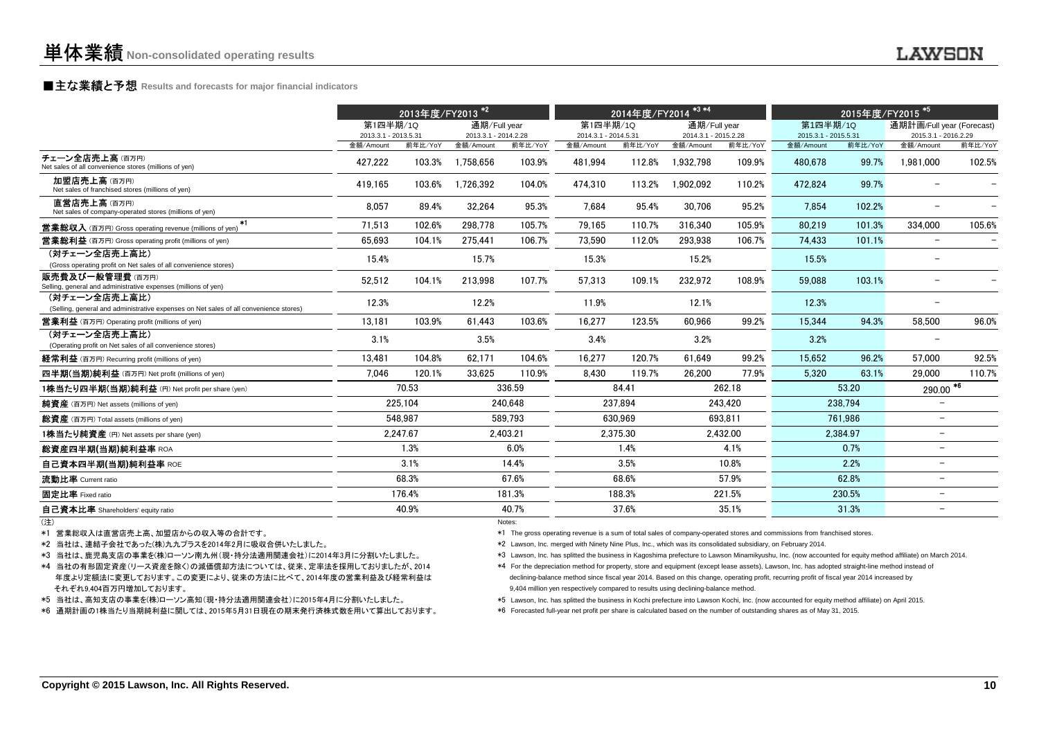# 単体業績 Non-consolidated operating results

## ■主な業績と予想 Results and forecasts for major financial indicators

| | 2013年度/FY2013 *2 | | | | 2014年度/FY2014 *3 *4 | | | | 2015年度/FY2015 *5 | | | |
|---|---|---|---|---|---|---|---|---|---|---|---|---|
| | 第1四半期/1Q 2013.3.1 - 2013.5.31 | | 通期/Full year 2013.3.1 - 2014.2.28 | | 第1四半期/1Q 2014.3.1 - 2014.5.31 | | 通期/Full year 2014.3.1 - 2015.2.28 | | 第1四半期/1Q 2015.3.1 - 2015.5.31 | | 通期計画/Full year (Forecast) 2015.3.1 - 2016.2.29 | |
| | 金額/Amount | 前年比/YoY | 金額/Amount | 前年比/YoY | 金額/Amount | 前年比/YoY | 金額/Amount | 前年比/YoY | 金額/Amount | 前年比/YoY | 金額/Amount | 前年比/YoY |
| チェーン全店売上高 (百万円) Net sales of all convenience stores (millions of yen) | 427,222 | 103.3% | 1,758,656 | 103.9% | 481,994 | 112.8% | 1,932,798 | 109.9% | 480,678 | 99.7% | 1,981,000 | 102.5% |
| 加盟店売上高 (百万円) Net sales of franchised stores (millions of yen) | 419,165 | 103.6% | 1,726,392 | 104.0% | 474,310 | 113.2% | 1,902,092 | 110.2% | 472,824 | 99.7% | − | − |
| 直営店売上高 (百万円) Net sales of company-operated stores (millions of yen) | 8,057 | 89.4% | 32,264 | 95.3% | 7,684 | 95.4% | 30,706 | 95.2% | 7,854 | 102.2% | − | − |
| 営業総収入 (百万円) Gross operating revenue (millions of yen) *1 | 71,513 | 102.6% | 298,778 | 105.7% | 79,165 | 110.7% | 316,340 | 105.9% | 80,219 | 101.3% | 334,000 | 105.6% |
| 営業総利益 (百万円) Gross operating profit (millions of yen) | 65,693 | 104.1% | 275,441 | 106.7% | 73,590 | 112.0% | 293,938 | 106.7% | 74,433 | 101.1% | − | − |
| (対チェーン全店売上高比) (Gross operating profit on Net sales of all convenience stores) | 15.4% | | 15.7% | | 15.3% | | 15.2% | | 15.5% | | − | |
| 販売費及び一般管理費 (百万円) Selling, general and administrative expenses (millions of yen) | 52,512 | 104.1% | 213,998 | 107.7% | 57,313 | 109.1% | 232,972 | 108.9% | 59,088 | 103.1% | − | − |
| (対チェーン全店売上高比) (Selling, general and administrative expenses on Net sales of all convenience stores) | 12.3% | | 12.2% | | 11.9% | | 12.1% | | 12.3% | | − | |
| 営業利益 (百万円) Operating profit (millions of yen) | 13,181 | 103.9% | 61,443 | 103.6% | 16,277 | 123.5% | 60,966 | 99.2% | 15,344 | 94.3% | 58,500 | 96.0% |
| (対チェーン全店売上高比) (Operating profit on Net sales of all convenience stores) | 3.1% | | 3.5% | | 3.4% | | 3.2% | | 3.2% | | − | |
| 経常利益 (百万円) Recurring profit (millions of yen) | 13,481 | 104.8% | 62,171 | 104.6% | 16,277 | 120.7% | 61,649 | 99.2% | 15,652 | 96.2% | 57,000 | 92.5% |
| 四半期(当期)純利益 (百万円) Net profit (millions of yen) | 7,046 | 120.1% | 33,625 | 110.9% | 8,430 | 119.7% | 26,200 | 77.9% | 5,320 | 63.1% | 29,000 | 110.7% |
| 1株当たり四半期(当期)純利益 (円) Net profit per share (yen) | 70.53 | | 336.59 | | 84.41 | | 262.18 | | 53.20 | | 290.00 *6 | |
| 純資産 (百万円) Net assets (millions of yen) | 225,104 | | 240,648 | | 237,894 | | 243,420 | | 238,794 | | − | |
| 総資産 (百万円) Total assets (millions of yen) | 548,987 | | 589,793 | | 630,969 | | 693,811 | | 761,986 | | − | |
| 1株当たり純資産 (円) Net assets per share (yen) | 2,247.67 | | 2,403.21 | | 2,375.30 | | 2,432.00 | | 2,384.97 | | − | |
| 総資産四半期(当期)純利益率 ROA | 1.3% | | 6.0% | | 1.4% | | 4.1% | | 0.7% | | − | |
| 自己資本四半期(当期)純利益率 ROE | 3.1% | | 14.4% | | 3.5% | | 10.8% | | 2.2% | | − | |
| 流動比率 Current ratio | 68.3% | | 67.6% | | 68.6% | | 57.9% | | 62.8% | | − | |
| 固定比率 Fixed ratio | 176.4% | | 181.3% | | 188.3% | | 221.5% | | 230.5% | | − | |
| 自己資本比率 Shareholders' equity ratio | 40.9% | | 40.7% | | 37.6% | | 35.1% | | 31.3% | | − | |

(注)

*1 営業総収入は直営店売上高、加盟店からの収入等の合計です。

*2 当社は、連結子会社であった(株)九九プラスを2014年2月に吸収合併いたしました。

*3 当社は、鹿児島支店の事業を(株)ローソン南九州(現・持分法適用関連会社)に2014年3月に分割いたしました。

*4 当社の有形固定資産(リース資産を除く)の減価償却方法については、従来、定率法を採用しておりましたが、2014年度より定額法に変更しております。この変更により、従来の方法に比べて、2014年度の営業利益及び経常利益はそれぞれ9,404百万円増加しております。

*5 当社は、高知支店の事業を(株)ローソン高知(現・持分法適用関連会社)に2015年4月に分割いたしました。

*6 通期計画の1株当たり当期純利益に関しては、2015年5月31日現在の期末発行済株式数を用いて算出しております。

Notes:

*1 The gross operating revenue is a sum of total sales of company-operated stores and commissions from franchised stores.

*2 Lawson, Inc. merged with Ninety Nine Plus, Inc., which was its consolidated subsidiary, on February 2014.

*3 Lawson, Inc. has splitted the business in Kagoshima prefecture to Lawson Minamikyushu, Inc. (now accounted for equity method affiliate) on March 2014.

*4 For the depreciation method for property, store and equipment (except lease assets), Lawson, Inc. has adopted straight-line method instead of declining-balance method since fiscal year 2014. Based on this change, operating profit, recurring profit of fiscal year 2014 increased by 9,404 million yen respectively compared to results using declining-balance method.

*5 Lawson, Inc. has splitted the business in Kochi prefecture into Lawson Kochi, Inc. (now accounted for equity method affiliate) on April 2015.

*6 Forecasted full-year net profit per share is calculated based on the number of outstanding shares as of May 31, 2015.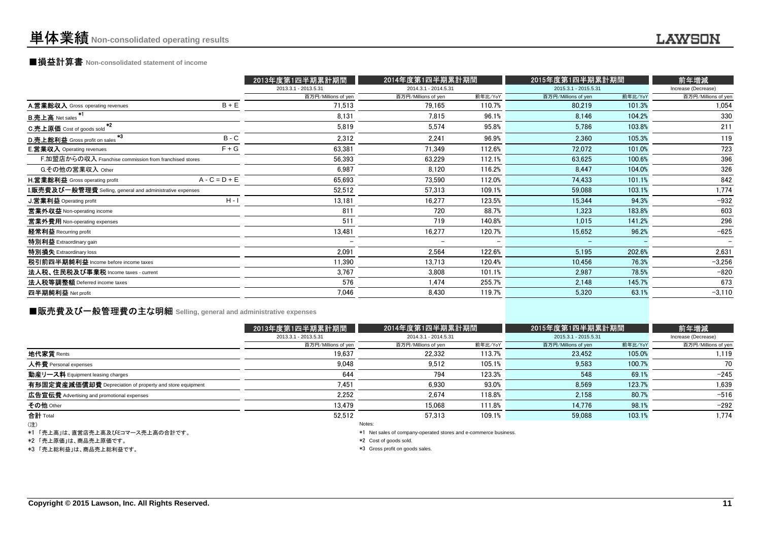# 単体業績 Non-consolidated operating results

## ■損益計算書 Non-consolidated statement of income

| | | 2013年度第1四半期累計期間 | 2014年度第1四半期累計期間 | | 2015年度第1四半期累計期間 | | 前年増減 |
|---|---|---|---|---|---|---|---|
| | | 2013.3.1 - 2013.5.31 | 2014.3.1 - 2014.5.31 | | 2015.3.1 - 2015.5.31 | | Increase (Decrease) |
| | | 百万円/Millions of yen | 百万円/Millions of yen | 前年比/YoY | 百万円/Millions of yen | 前年比/YoY | 百万円/Millions of yen |
| **A.営業総収入** Gross operating revenues | B + E | 71,513 | 79,165 | 110.7% | 80,219 | 101.3% | 1,054 |
| **B.売上高** Net sales *1 | | 8,131 | 7,815 | 96.1% | 8,146 | 104.2% | 330 |
| **C.売上原価** Cost of goods sold *2 | | 5,819 | 5,574 | 95.8% | 5,786 | 103.8% | 211 |
| **D.売上総利益** Gross profit on sales *3 | B - C | 2,312 | 2,241 | 96.9% | 2,360 | 105.3% | 119 |
| **E.営業収入** Operating revenues | F + G | 63,381 | 71,349 | 112.6% | 72,072 | 101.0% | 723 |
| F.加盟店からの収入 Franchise commission from franchised stores | | 56,393 | 63,229 | 112.1% | 63,625 | 100.6% | 396 |
| G.その他の営業収入 Other | | 6,987 | 8,120 | 116.2% | 8,447 | 104.0% | 326 |
| **H.営業総利益** Gross operating profit | A - C = D + E | 65,693 | 73,590 | 112.0% | 74,433 | 101.1% | 842 |
| **I.販売費及び一般管理費** Selling, general and administrative expenses | | 52,512 | 57,313 | 109.1% | 59,088 | 103.1% | 1,774 |
| **J.営業利益** Operating profit | H - I | 13,181 | 16,277 | 123.5% | 15,344 | 94.3% | −932 |
| **営業外収益** Non-operating income | | 811 | 720 | 88.7% | 1,323 | 183.8% | 603 |
| **営業外費用** Non-operating expenses | | 511 | 719 | 140.8% | 1,015 | 141.2% | 296 |
| **経常利益** Recurring profit | | 13,481 | 16,277 | 120.7% | 15,652 | 96.2% | −625 |
| **特別利益** Extraordinary gain | | − | − | − | − | − | − |
| **特別損失** Extraordinary loss | | 2,091 | 2,564 | 122.6% | 5,195 | 202.6% | 2,631 |
| **税引前四半期純利益** Income before income taxes | | 11,390 | 13,713 | 120.4% | 10,456 | 76.3% | −3,256 |
| **法人税、住民税及び事業税** Income taxes - current | | 3,767 | 3,808 | 101.1% | 2,987 | 78.5% | −820 |
| **法人税等調整額** Deferred income taxes | | 576 | 1,474 | 255.7% | 2,148 | 145.7% | 673 |
| **四半期純利益** Net profit | | 7,046 | 8,430 | 119.7% | 5,320 | 63.1% | −3,110 |

## ■販売費及び一般管理費の主な明細 Selling, general and administrative expenses

| | 2013年度第1四半期累計期間 | 2014年度第1四半期累計期間 | | 2015年度第1四半期累計期間 | | 前年増減 |
|---|---|---|---|---|---|---|
| | 2013.3.1 - 2013.5.31 | 2014.3.1 - 2014.5.31 | | 2015.3.1 - 2015.5.31 | | Increase (Decrease) |
| | 百万円/Millions of yen | 百万円/Millions of yen | 前年比/YoY | 百万円/Millions of yen | 前年比/YoY | 百万円/Millions of yen |
| **地代家賃** Rents | 19,637 | 22,332 | 113.7% | 23,452 | 105.0% | 1,119 |
| **人件費** Personal expenses | 9,048 | 9,512 | 105.1% | 9,583 | 100.7% | 70 |
| **動産リース料** Equipment leasing charges | 644 | 794 | 123.3% | 548 | 69.1% | −245 |
| **有形固定資産減価償却費** Depreciation of property and store equipment | 7,451 | 6,930 | 93.0% | 8,569 | 123.7% | 1,639 |
| **広告宣伝費** Advertising and promotional expenses | 2,252 | 2,674 | 118.8% | 2,158 | 80.7% | −516 |
| **その他** Other | 13,479 | 15,068 | 111.8% | 14,776 | 98.1% | −292 |
| **合計** Total | 52,512 | 57,313 | 109.1% | 59,088 | 103.1% | 1,774 |

(注)
*1 「売上高」は、直営店売上高及びEコマース売上高の合計です。
*2 「売上原価」は、商品売上原価です。
*3 「売上総利益」は、商品売上総利益です。

Notes:
*1 Net sales of company-operated stores and e-commerce business.
*2 Cost of goods sold.
*3 Gross profit on goods sales.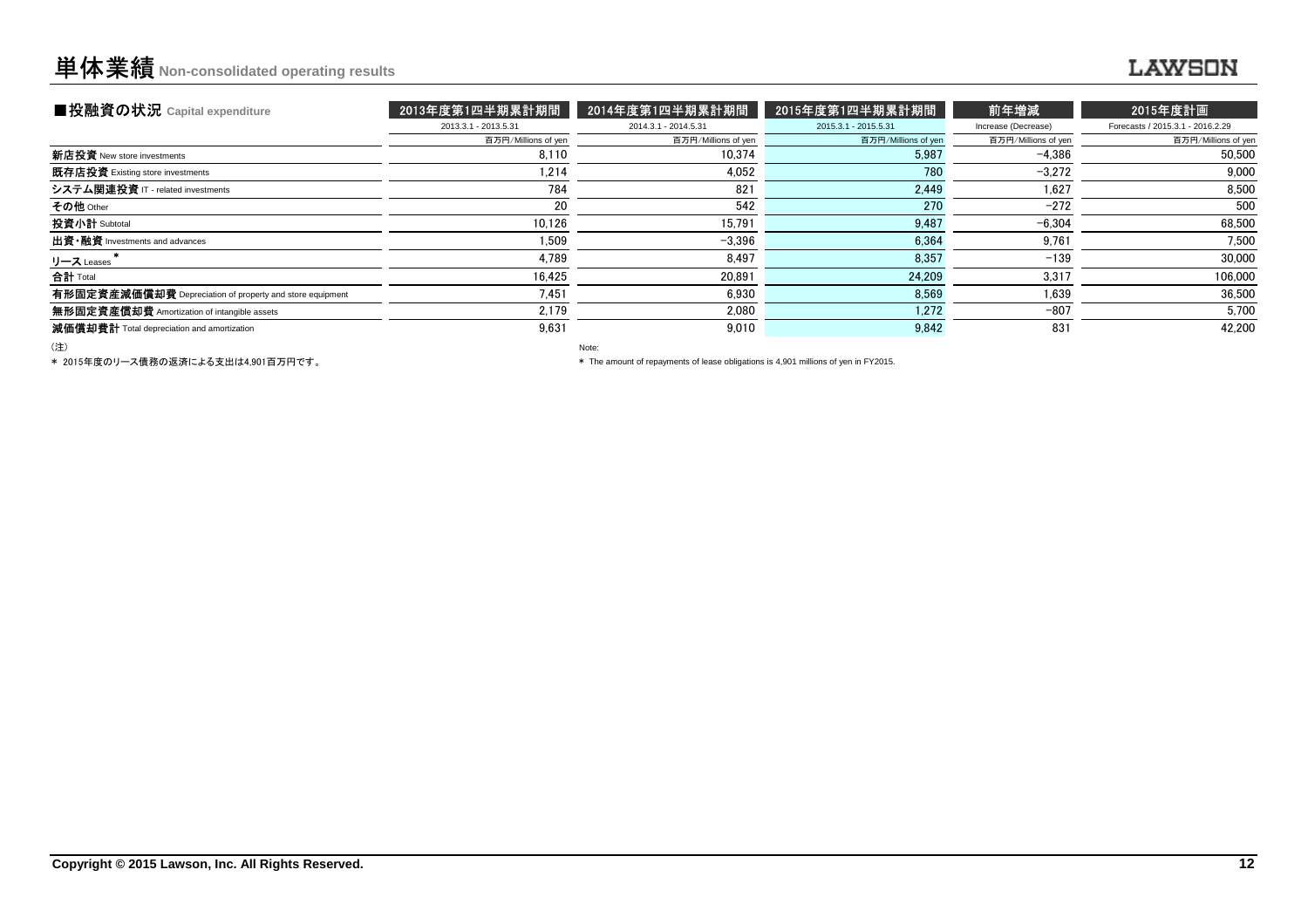# 単体業績 Non-consolidated operating results

## ■投融資の状況 Capital expenditure

| | 2013年度第1四半期累計期間 | 2014年度第1四半期累計期間 | 2015年度第1四半期累計期間 | 前年増減 | 2015年度計画 |
|---|---|---|---|---|---|
| | 2013.3.1 - 2013.5.31 | 2014.3.1 - 2014.5.31 | 2015.3.1 - 2015.5.31 | Increase (Decrease) | Forecasts / 2015.3.1 - 2016.2.29 |
| | 百万円/Millions of yen | 百万円/Millions of yen | 百万円/Millions of yen | 百万円/Millions of yen | 百万円/Millions of yen |
| **新店投資** New store investments | 8,110 | 10,374 | 5,987 | -4,386 | 50,500 |
| **既存店投資** Existing store investments | 1,214 | 4,052 | 780 | -3,272 | 9,000 |
| **システム関連投資** IT - related investments | 784 | 821 | 2,449 | 1,627 | 8,500 |
| **その他** Other | 20 | 542 | 270 | -272 | 500 |
| **投資小計** Subtotal | 10,126 | 15,791 | 9,487 | -6,304 | 68,500 |
| **出資・融資** Investments and advances | 1,509 | -3,396 | 6,364 | 9,761 | 7,500 |
| **リース** Leases * | 4,789 | 8,497 | 8,357 | -139 | 30,000 |
| **合計** Total | 16,425 | 20,891 | 24,209 | 3,317 | 106,000 |
| **有形固定資産減価償却費** Depreciation of property and store equipment | 7,451 | 6,930 | 8,569 | 1,639 | 36,500 |
| **無形固定資産償却費** Amortization of intangible assets | 2,179 | 2,080 | 1,272 | -807 | 5,700 |
| **減価償却費計** Total depreciation and amortization | 9,631 | 9,010 | 9,842 | 831 | 42,200 |

(注)

* 2015年度のリース債務の返済による支出は4,901百万円です。

Note:

* The amount of repayments of lease obligations is 4,901 millions of yen in FY2015.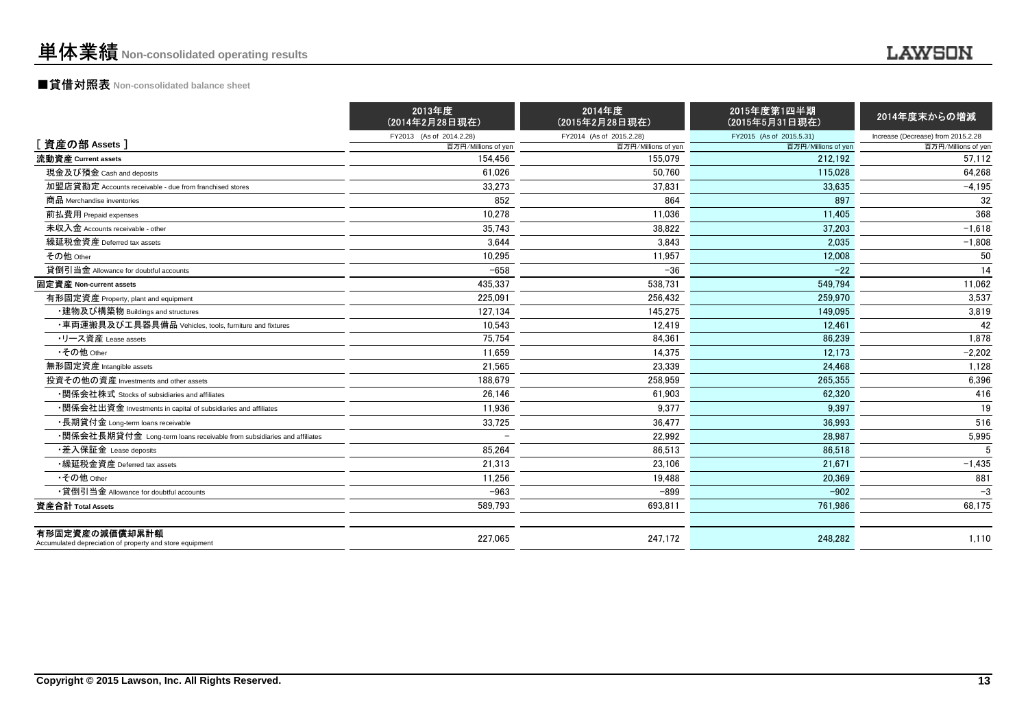# 単体業績 Non-consolidated operating results

## ■貸借対照表 Non-consolidated balance sheet

| [ 資産の部 Assets ] | 2013年度 (2014年2月28日現在) FY2013 (As of 2014.2.28) 百万円/Millions of yen | 2014年度 (2015年2月28日現在) FY2014 (As of 2015.2.28) 百万円/Millions of yen | 2015年度第1四半期 (2015年5月31日現在) FY2015 (As of 2015.5.31) 百万円/Millions of yen | 2014年度末からの増減 Increase (Decrease) from 2015.2.28 百万円/Millions of yen |
|---|---|---|---|---|
| 流動資産 Current assets | 154,456 | 155,079 | 212,192 | 57,112 |
| 現金及び預金 Cash and deposits | 61,026 | 50,760 | 115,028 | 64,268 |
| 加盟店貸勘定 Accounts receivable - due from franchised stores | 33,273 | 37,831 | 33,635 | −4,195 |
| 商品 Merchandise inventories | 852 | 864 | 897 | 32 |
| 前払費用 Prepaid expenses | 10,278 | 11,036 | 11,405 | 368 |
| 未収入金 Accounts receivable - other | 35,743 | 38,822 | 37,203 | −1,618 |
| 繰延税金資産 Deferred tax assets | 3,644 | 3,843 | 2,035 | −1,808 |
| その他 Other | 10,295 | 11,957 | 12,008 | 50 |
| 貸倒引当金 Allowance for doubtful accounts | −658 | −36 | −22 | 14 |
| 固定資産 Non-current assets | 435,337 | 538,731 | 549,794 | 11,062 |
| 有形固定資産 Property, plant and equipment | 225,091 | 256,432 | 259,970 | 3,537 |
| ・建物及び構築物 Buildings and structures | 127,134 | 145,275 | 149,095 | 3,819 |
| ・車両運搬具及び工具器具備品 Vehicles, tools, furniture and fixtures | 10,543 | 12,419 | 12,461 | 42 |
| ・リース資産 Lease assets | 75,754 | 84,361 | 86,239 | 1,878 |
| ・その他 Other | 11,659 | 14,375 | 12,173 | −2,202 |
| 無形固定資産 Intangible assets | 21,565 | 23,339 | 24,468 | 1,128 |
| 投資その他の資産 Investments and other assets | 188,679 | 258,959 | 265,355 | 6,396 |
| ・関係会社株式 Stocks of subsidiaries and affiliates | 26,146 | 61,903 | 62,320 | 416 |
| ・関係会社出資金 Investments in capital of subsidiaries and affiliates | 11,936 | 9,377 | 9,397 | 19 |
| ・長期貸付金 Long-term loans receivable | 33,725 | 36,477 | 36,993 | 516 |
| ・関係会社長期貸付金 Long-term loans receivable from subsidiaries and affiliates | − | 22,992 | 28,987 | 5,995 |
| ・差入保証金 Lease deposits | 85,264 | 86,513 | 86,518 | 5 |
| ・繰延税金資産 Deferred tax assets | 21,313 | 23,106 | 21,671 | −1,435 |
| ・その他 Other | 11,256 | 19,488 | 20,369 | 881 |
| ・貸倒引当金 Allowance for doubtful accounts | −963 | −899 | −902 | −3 |
| 資産合計 Total Assets | 589,793 | 693,811 | 761,986 | 68,175 |
| 有形固定資産の減価償却累計額 Accumulated depreciation of property and store equipment | 227,065 | 247,172 | 248,282 | 1,110 |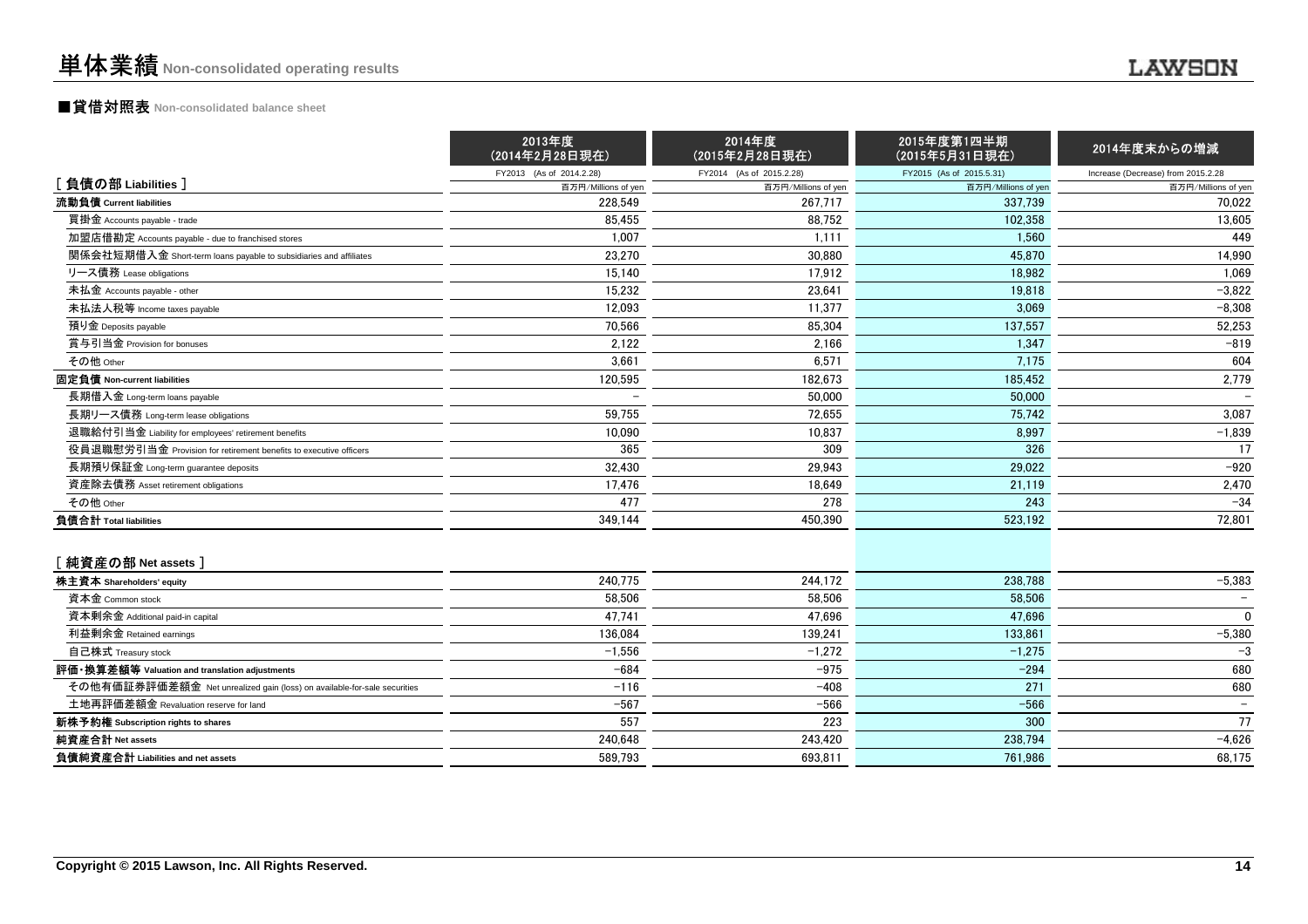# 単体業績 Non-consolidated operating results

## ■貸借対照表 Non-consolidated balance sheet

| | 2013年度 (2014年2月28日現在) | 2014年度 (2015年2月28日現在) | 2015年度第1四半期 (2015年5月31日現在) | 2014年度末からの増減 |
|---|---|---|---|---|
| | FY2013 (As of 2014.2.28) | FY2014 (As of 2015.2.28) | FY2015 (As of 2015.5.31) | Increase (Decrease) from 2015.2.28 |
| [ 負債の部 Liabilities ] | 百万円/Millions of yen | 百万円/Millions of yen | 百万円/Millions of yen | 百万円/Millions of yen |
| **流動負債 Current liabilities** | 228,549 | 267,717 | 337,739 | 70,022 |
| 買掛金 Accounts payable - trade | 85,455 | 88,752 | 102,358 | 13,605 |
| 加盟店借勘定 Accounts payable - due to franchised stores | 1,007 | 1,111 | 1,560 | 449 |
| 関係会社短期借入金 Short-term loans payable to subsidiaries and affiliates | 23,270 | 30,880 | 45,870 | 14,990 |
| リース債務 Lease obligations | 15,140 | 17,912 | 18,982 | 1,069 |
| 未払金 Accounts payable - other | 15,232 | 23,641 | 19,818 | −3,822 |
| 未払法人税等 Income taxes payable | 12,093 | 11,377 | 3,069 | −8,308 |
| 預り金 Deposits payable | 70,566 | 85,304 | 137,557 | 52,253 |
| 賞与引当金 Provision for bonuses | 2,122 | 2,166 | 1,347 | −819 |
| その他 Other | 3,661 | 6,571 | 7,175 | 604 |
| **固定負債 Non-current liabilities** | 120,595 | 182,673 | 185,452 | 2,779 |
| 長期借入金 Long-term loans payable | − | 50,000 | 50,000 | − |
| 長期リース債務 Long-term lease obligations | 59,755 | 72,655 | 75,742 | 3,087 |
| 退職給付引当金 Liability for employees' retirement benefits | 10,090 | 10,837 | 8,997 | −1,839 |
| 役員退職慰労引当金 Provision for retirement benefits to executive officers | 365 | 309 | 326 | 17 |
| 長期預り保証金 Long-term guarantee deposits | 32,430 | 29,943 | 29,022 | −920 |
| 資産除去債務 Asset retirement obligations | 17,476 | 18,649 | 21,119 | 2,470 |
| その他 Other | 477 | 278 | 243 | −34 |
| **負債合計 Total liabilities** | 349,144 | 450,390 | 523,192 | 72,801 |
| [ 純資産の部 Net assets ] | | | | |
| **株主資本 Shareholders' equity** | 240,775 | 244,172 | 238,788 | −5,383 |
| 資本金 Common stock | 58,506 | 58,506 | 58,506 | − |
| 資本剰余金 Additional paid-in capital | 47,741 | 47,696 | 47,696 | 0 |
| 利益剰余金 Retained earnings | 136,084 | 139,241 | 133,861 | −5,380 |
| 自己株式 Treasury stock | −1,556 | −1,272 | −1,275 | −3 |
| **評価・換算差額等 Valuation and translation adjustments** | −684 | −975 | −294 | 680 |
| その他有価証券評価差額金 Net unrealized gain (loss) on available-for-sale securities | −116 | −408 | 271 | 680 |
| 土地再評価差額金 Revaluation reserve for land | −567 | −566 | −566 | − |
| **新株予約権 Subscription rights to shares** | 557 | 223 | 300 | 77 |
| **純資産合計 Net assets** | 240,648 | 243,420 | 238,794 | −4,626 |
| **負債純資産合計 Liabilities and net assets** | 589,793 | 693,811 | 761,986 | 68,175 |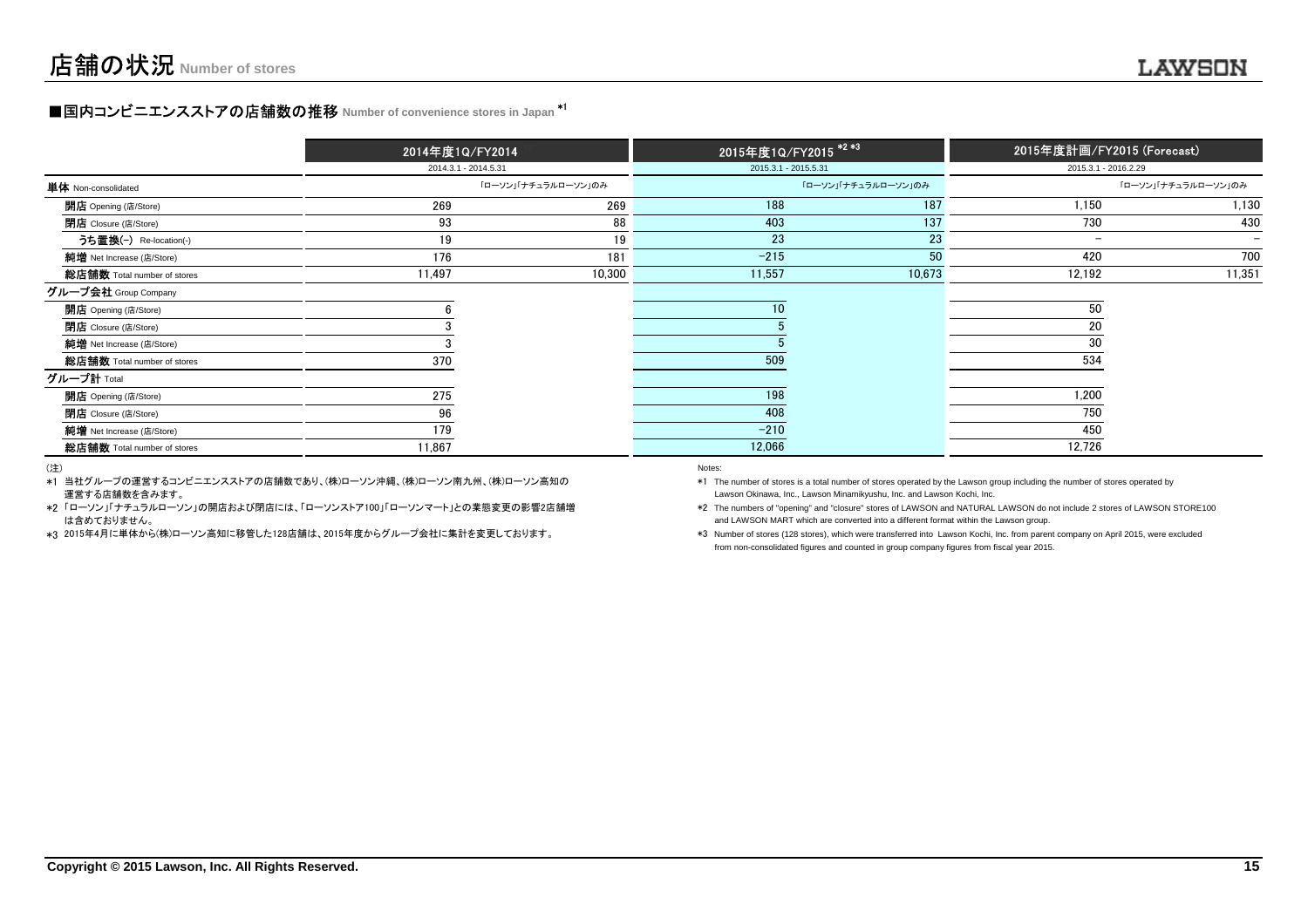# 店舗の状況 Number of stores

## ■国内コンビニエンスストアの店舗数の推移 Number of convenience stores in Japan *1

| | 2014年度1Q/FY2014 | | 2015年度1Q/FY2015 *2 *3 | | 2015年度計画/FY2015 (Forecast) | |
|---|---|---|---|---|---|---|
| | 2014.3.1 - 2014.5.31 | | 2015.3.1 - 2015.5.31 | | 2015.3.1 - 2016.2.29 | |
| **単体** Non-consolidated | | 「ローソン」「ナチュラルローソン」のみ | | 「ローソン」「ナチュラルローソン」のみ | | 「ローソン」「ナチュラルローソン」のみ |
| **開店** Opening (店/Store) | 269 | 269 | 188 | 187 | 1,150 | 1,130 |
| **閉店** Closure (店/Store) | 93 | 88 | 403 | 137 | 730 | 430 |
| **うち置換(-)** Re-location(-) | 19 | 19 | 23 | 23 | – | – |
| **純増** Net Increase (店/Store) | 176 | 181 | -215 | 50 | 420 | 700 |
| **総店舗数** Total number of stores | 11,497 | 10,300 | 11,557 | 10,673 | 12,192 | 11,351 |
| **グループ会社** Group Company | | | | | | |
| **開店** Opening (店/Store) | 6 | | 10 | | 50 | |
| **閉店** Closure (店/Store) | 3 | | 5 | | 20 | |
| **純増** Net Increase (店/Store) | 3 | | 5 | | 30 | |
| **総店舗数** Total number of stores | 370 | | 509 | | 534 | |
| **グループ計** Total | | | | | | |
| **開店** Opening (店/Store) | 275 | | 198 | | 1,200 | |
| **閉店** Closure (店/Store) | 96 | | 408 | | 750 | |
| **純増** Net Increase (店/Store) | 179 | | -210 | | 450 | |
| **総店舗数** Total number of stores | 11,867 | | 12,066 | | 12,726 | |

(注)

*1 当社グループの運営するコンビニエンスストアの店舗数であり、(株)ローソン沖縄、(株)ローソン南九州、(株)ローソン高知の運営する店舗数を含みます。

*2 「ローソン」「ナチュラルローソン」の開店および閉店には、「ローソンストア100」「ローソンマート」との業態変更の影響2店舗増は含めておりません。

*3 2015年4月に単体から(株)ローソン高知に移管した128店舗は、2015年度からグループ会社に集計を変更しております。

Notes:

*1 The number of stores is a total number of stores operated by the Lawson group including the number of stores operated by Lawson Okinawa, Inc., Lawson Minamikyushu, Inc. and Lawson Kochi, Inc.

*2 The numbers of "opening" and "closure" stores of LAWSON and NATURAL LAWSON do not include 2 stores of LAWSON STORE100 and LAWSON MART which are converted into a different format within the Lawson group.

*3 Number of stores (128 stores), which were transferred into Lawson Kochi, Inc. from parent company on April 2015, were excluded from non-consolidated figures and counted in group company figures from fiscal year 2015.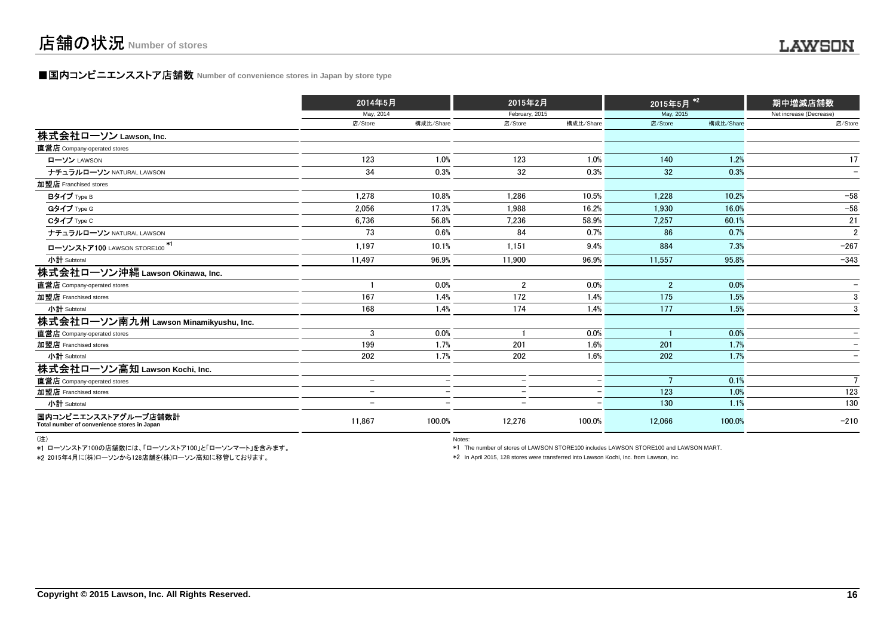# 店舗の状況 Number of stores

## ■国内コンビニエンスストア店舗数 Number of convenience stores in Japan by store type

| | 2014年5月 May, 2014 | | 2015年2月 February, 2015 | | 2015年5月 *2 May, 2015 | | 期中増減店舗数 Net increase (Decrease) |
|---|---|---|---|---|---|---|---|
| | 店/Store | 構成比/Share | 店/Store | 構成比/Share | 店/Store | 構成比/Share | 店/Store |
| **株式会社ローソン Lawson, Inc.** | | | | | | | |
| **直営店** Company-operated stores | | | | | | | |
| ローソン LAWSON | 123 | 1.0% | 123 | 1.0% | 140 | 1.2% | 17 |
| ナチュラルローソン NATURAL LAWSON | 34 | 0.3% | 32 | 0.3% | 32 | 0.3% | − |
| **加盟店** Franchised stores | | | | | | | |
| Bタイプ Type B | 1,278 | 10.8% | 1,286 | 10.5% | 1,228 | 10.2% | −58 |
| Gタイプ Type G | 2,056 | 17.3% | 1,988 | 16.2% | 1,930 | 16.0% | −58 |
| Cタイプ Type C | 6,736 | 56.8% | 7,236 | 58.9% | 7,257 | 60.1% | 21 |
| ナチュラルローソン NATURAL LAWSON | 73 | 0.6% | 84 | 0.7% | 86 | 0.7% | 2 |
| ローソンストア100 LAWSON STORE100 *1 | 1,197 | 10.1% | 1,151 | 9.4% | 884 | 7.3% | −267 |
| 小計 Subtotal | 11,497 | 96.9% | 11,900 | 96.9% | 11,557 | 95.8% | −343 |
| **株式会社ローソン沖縄 Lawson Okinawa, Inc.** | | | | | | | |
| **直営店** Company-operated stores | 1 | 0.0% | 2 | 0.0% | 2 | 0.0% | − |
| **加盟店** Franchised stores | 167 | 1.4% | 172 | 1.4% | 175 | 1.5% | 3 |
| 小計 Subtotal | 168 | 1.4% | 174 | 1.4% | 177 | 1.5% | 3 |
| **株式会社ローソン南九州 Lawson Minamikyushu, Inc.** | | | | | | | |
| **直営店** Company-operated stores | 3 | 0.0% | 1 | 0.0% | 1 | 0.0% | − |
| **加盟店** Franchised stores | 199 | 1.7% | 201 | 1.6% | 201 | 1.7% | − |
| 小計 Subtotal | 202 | 1.7% | 202 | 1.6% | 202 | 1.7% | − |
| **株式会社ローソン高知 Lawson Kochi, Inc.** | | | | | | | |
| **直営店** Company-operated stores | − | − | − | − | 7 | 0.1% | 7 |
| **加盟店** Franchised stores | − | − | − | − | 123 | 1.0% | 123 |
| 小計 Subtotal | − | − | − | − | 130 | 1.1% | 130 |
| **国内コンビニエンスストアグループ店舗数計 Total number of convenience stores in Japan** | 11,867 | 100.0% | 12,276 | 100.0% | 12,066 | 100.0% | −210 |

(注)

*1 ローソンストア100の店舗数には、「ローソンストア100」と「ローソンマート」を含みます。

*2 2015年4月に(株)ローソンから128店舗を(株)ローソン高知に移管しております。

Notes:

*1 The number of stores of LAWSON STORE100 includes LAWSON STORE100 and LAWSON MART.

*2 In April 2015, 128 stores were transferred into Lawson Kochi, Inc. from Lawson, Inc.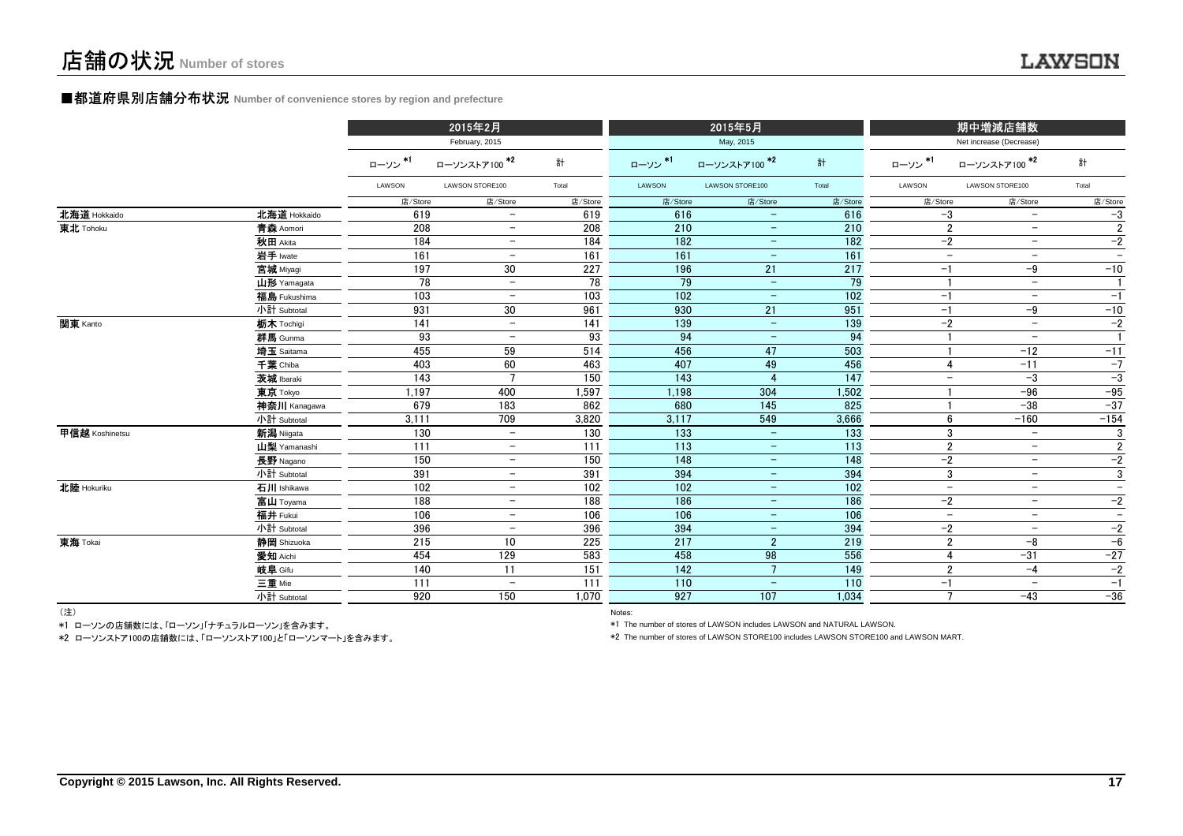# 店舗の状況 Number of stores

### ■都道府県別店舗分布状況 Number of convenience stores by region and prefecture

| | | 2015年2月 February, 2015 | | | 2015年5月 May, 2015 | | | 期中増減店舗数 Net increase (Decrease) | | |
|---|---|---|---|---|---|---|---|---|---|---|
| | | ローソン *1 LAWSON | ローソンストア100 *2 LAWSON STORE100 | 計 Total | ローソン *1 LAWSON | ローソンストア100 *2 LAWSON STORE100 | 計 Total | ローソン *1 LAWSON | ローソンストア100 *2 LAWSON STORE100 | 計 Total |
| | | 店/Store | 店/Store | 店/Store | 店/Store | 店/Store | 店/Store | 店/Store | 店/Store | 店/Store |
| 北海道 Hokkaido | 北海道 Hokkaido | 619 | − | 619 | 616 | − | 616 | −3 | − | −3 |
| 東北 Tohoku | 青森 Aomori | 208 | − | 208 | 210 | − | 210 | 2 | − | 2 |
| | 秋田 Akita | 184 | − | 184 | 182 | − | 182 | −2 | − | −2 |
| | 岩手 Iwate | 161 | − | 161 | 161 | − | 161 | − | − | − |
| | 宮城 Miyagi | 197 | 30 | 227 | 196 | 21 | 217 | −1 | −9 | −10 |
| | 山形 Yamagata | 78 | − | 78 | 79 | − | 79 | 1 | − | 1 |
| | 福島 Fukushima | 103 | − | 103 | 102 | − | 102 | −1 | − | −1 |
| | 小計 Subtotal | 931 | 30 | 961 | 930 | 21 | 951 | −1 | −9 | −10 |
| 関東 Kanto | 栃木 Tochigi | 141 | − | 141 | 139 | − | 139 | −2 | − | −2 |
| | 群馬 Gunma | 93 | − | 93 | 94 | − | 94 | 1 | − | 1 |
| | 埼玉 Saitama | 455 | 59 | 514 | 456 | 47 | 503 | 1 | −12 | −11 |
| | 千葉 Chiba | 403 | 60 | 463 | 407 | 49 | 456 | 4 | −11 | −7 |
| | 茨城 Ibaraki | 143 | 7 | 150 | 143 | 4 | 147 | − | −3 | −3 |
| | 東京 Tokyo | 1,197 | 400 | 1,597 | 1,198 | 304 | 1,502 | 1 | −96 | −95 |
| | 神奈川 Kanagawa | 679 | 183 | 862 | 680 | 145 | 825 | 1 | −38 | −37 |
| | 小計 Subtotal | 3,111 | 709 | 3,820 | 3,117 | 549 | 3,666 | 6 | −160 | −154 |
| 甲信越 Koshinetsu | 新潟 Niigata | 130 | − | 130 | 133 | − | 133 | 3 | − | 3 |
| | 山梨 Yamanashi | 111 | − | 111 | 113 | − | 113 | 2 | − | 2 |
| | 長野 Nagano | 150 | − | 150 | 148 | − | 148 | −2 | − | −2 |
| | 小計 Subtotal | 391 | − | 391 | 394 | − | 394 | 3 | − | 3 |
| 北陸 Hokuriku | 石川 Ishikawa | 102 | − | 102 | 102 | − | 102 | − | − | − |
| | 富山 Toyama | 188 | − | 188 | 186 | − | 186 | −2 | − | −2 |
| | 福井 Fukui | 106 | − | 106 | 106 | − | 106 | − | − | − |
| | 小計 Subtotal | 396 | − | 396 | 394 | − | 394 | −2 | − | −2 |
| 東海 Tokai | 静岡 Shizuoka | 215 | 10 | 225 | 217 | 2 | 219 | 2 | −8 | −6 |
| | 愛知 Aichi | 454 | 129 | 583 | 458 | 98 | 556 | 4 | −31 | −27 |
| | 岐阜 Gifu | 140 | 11 | 151 | 142 | 7 | 149 | 2 | −4 | −2 |
| | 三重 Mie | 111 | − | 111 | 110 | − | 110 | −1 | − | −1 |
| | 小計 Subtotal | 920 | 150 | 1,070 | 927 | 107 | 1,034 | 7 | −43 | −36 |

（注）

*1 ローソンの店舗数には、「ローソン」「ナチュラルローソン」を含みます。

*2 ローソンストア100の店舗数には、「ローソンストア100」と「ローソンマート」を含みます。

Notes:

*1 The number of stores of LAWSON includes LAWSON and NATURAL LAWSON.

*2 The number of stores of LAWSON STORE100 includes LAWSON STORE100 and LAWSON MART.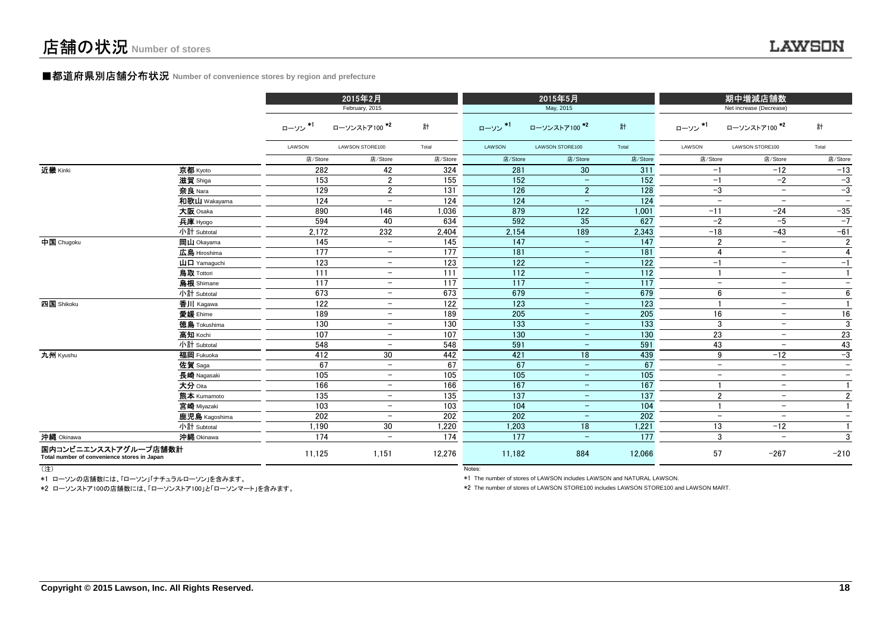# 店舗の状況 Number of stores

## ■都道府県別店舗分布状況 Number of convenience stores by region and prefecture

| | | 2015年2月 February, 2015 | | | 2015年5月 May, 2015 | | | 期中増減店舗数 Net increase (Decrease) | | |
|---|---|---|---|---|---|---|---|---|---|---|
| | | ローソン *1 LAWSON | ローソンストア100 *2 LAWSON STORE100 | 計 Total | ローソン *1 LAWSON | ローソンストア100 *2 LAWSON STORE100 | 計 Total | ローソン *1 LAWSON | ローソンストア100 *2 LAWSON STORE100 | 計 Total |
| | | 店/Store | 店/Store | 店/Store | 店/Store | 店/Store | 店/Store | 店/Store | 店/Store | 店/Store |
| 近畿 Kinki | 京都 Kyoto | 282 | 42 | 324 | 281 | 30 | 311 | −1 | −12 | −13 |
| | 滋賀 Shiga | 153 | 2 | 155 | 152 | − | 152 | −1 | −2 | −3 |
| | 奈良 Nara | 129 | 2 | 131 | 126 | 2 | 128 | −3 | − | −3 |
| | 和歌山 Wakayama | 124 | − | 124 | 124 | − | 124 | − | − | − |
| | 大阪 Osaka | 890 | 146 | 1,036 | 879 | 122 | 1,001 | −11 | −24 | −35 |
| | 兵庫 Hyogo | 594 | 40 | 634 | 592 | 35 | 627 | −2 | −5 | −7 |
| | 小計 Subtotal | 2,172 | 232 | 2,404 | 2,154 | 189 | 2,343 | −18 | −43 | −61 |
| 中国 Chugoku | 岡山 Okayama | 145 | − | 145 | 147 | − | 147 | 2 | − | 2 |
| | 広島 Hiroshima | 177 | − | 177 | 181 | − | 181 | 4 | − | 4 |
| | 山口 Yamaguchi | 123 | − | 123 | 122 | − | 122 | −1 | − | −1 |
| | 鳥取 Tottori | 111 | − | 111 | 112 | − | 112 | 1 | − | 1 |
| | 島根 Shimane | 117 | − | 117 | 117 | − | 117 | − | − | − |
| | 小計 Subtotal | 673 | − | 673 | 679 | − | 679 | 6 | − | 6 |
| 四国 Shikoku | 香川 Kagawa | 122 | − | 122 | 123 | − | 123 | 1 | − | 1 |
| | 愛媛 Ehime | 189 | − | 189 | 205 | − | 205 | 16 | − | 16 |
| | 徳島 Tokushima | 130 | − | 130 | 133 | − | 133 | 3 | − | 3 |
| | 高知 Kochi | 107 | − | 107 | 130 | − | 130 | 23 | − | 23 |
| | 小計 Subtotal | 548 | − | 548 | 591 | − | 591 | 43 | − | 43 |
| 九州 Kyushu | 福岡 Fukuoka | 412 | 30 | 442 | 421 | 18 | 439 | 9 | −12 | −3 |
| | 佐賀 Saga | 67 | − | 67 | 67 | − | 67 | − | − | − |
| | 長崎 Nagasaki | 105 | − | 105 | 105 | − | 105 | − | − | − |
| | 大分 Oita | 166 | − | 166 | 167 | − | 167 | 1 | − | 1 |
| | 熊本 Kumamoto | 135 | − | 135 | 137 | − | 137 | 2 | − | 2 |
| | 宮崎 Miyazaki | 103 | − | 103 | 104 | − | 104 | 1 | − | 1 |
| | 鹿児島 Kagoshima | 202 | − | 202 | 202 | − | 202 | − | − | − |
| | 小計 Subtotal | 1,190 | 30 | 1,220 | 1,203 | 18 | 1,221 | 13 | −12 | 1 |
| 沖縄 Okinawa | 沖縄 Okinawa | 174 | − | 174 | 177 | − | 177 | 3 | − | 3 |
| 国内コンビニエンスストアグループ店舗数計 Total number of convenience stores in Japan | | 11,125 | 1,151 | 12,276 | 11,182 | 884 | 12,066 | 57 | −267 | −210 |

（注）

*1 ローソンの店舗数には、「ローソン」「ナチュラルローソン」を含みます。

*2 ローソンストア100の店舗数には、「ローソンストア100」と「ローソンマート」を含みます。

Notes:

*1 The number of stores of LAWSON includes LAWSON and NATURAL LAWSON.

*2 The number of stores of LAWSON STORE100 includes LAWSON STORE100 and LAWSON MART.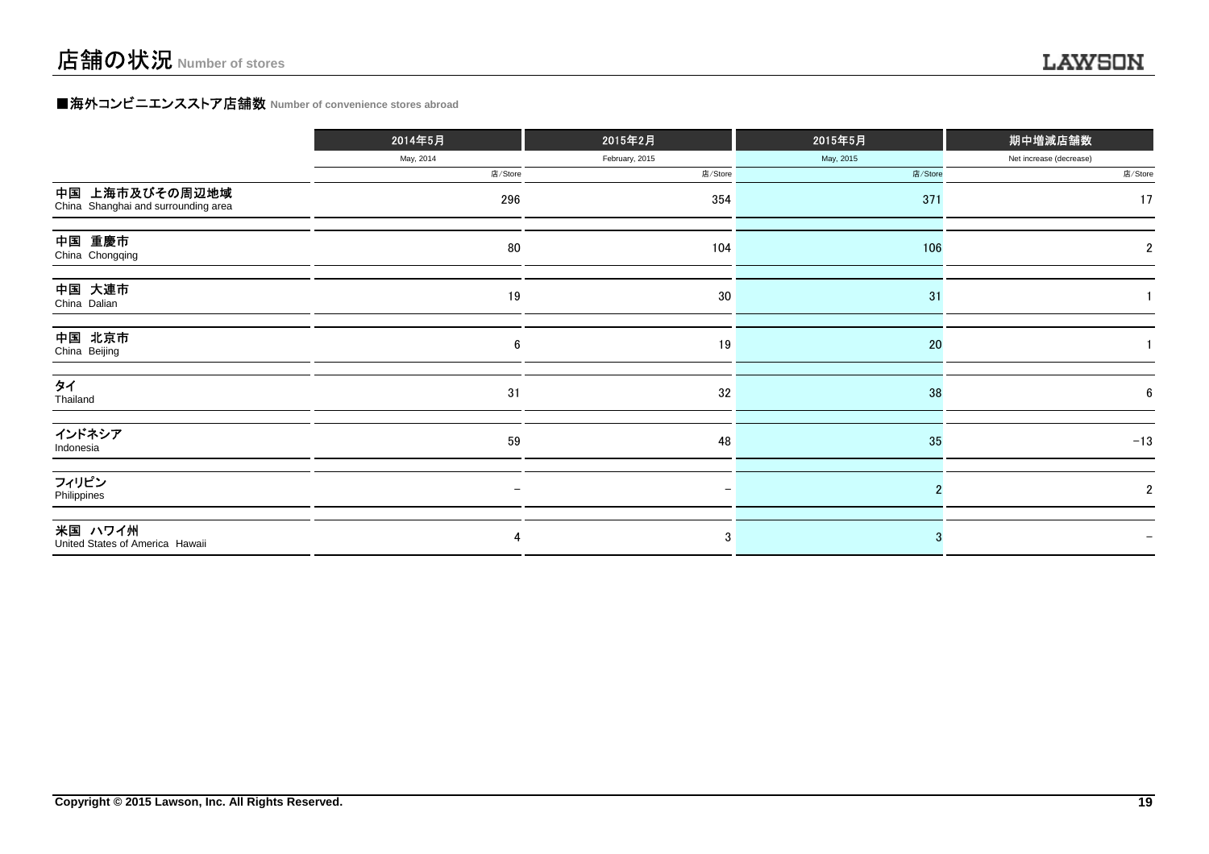# 店舗の状況 Number of stores

### ■海外コンビニエンスストア店舗数 Number of convenience stores abroad

| | 2014年5月<br>May, 2014<br>店/Store | 2015年2月<br>February, 2015<br>店/Store | 2015年5月<br>May, 2015<br>店/Store | 期中増減店舗数<br>Net increase (decrease)<br>店/Store |
|---|---|---|---|---|
| 中国 上海市及びその周辺地域<br>China Shanghai and surrounding area | 296 | 354 | 371 | 17 |
| 中国 重慶市<br>China Chongqing | 80 | 104 | 106 | 2 |
| 中国 大連市<br>China Dalian | 19 | 30 | 31 | 1 |
| 中国 北京市<br>China Beijing | 6 | 19 | 20 | 1 |
| タイ<br>Thailand | 31 | 32 | 38 | 6 |
| インドネシア<br>Indonesia | 59 | 48 | 35 | −13 |
| フィリピン<br>Philippines | − | − | 2 | 2 |
| 米国 ハワイ州<br>United States of America Hawaii | 4 | 3 | 3 | − |

Copyright © 2015 Lawson, Inc. All Rights Reserved.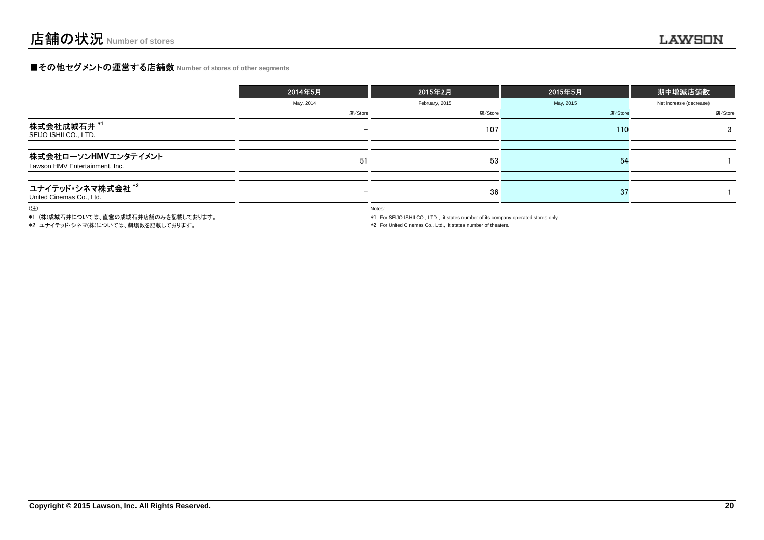# 店舗の状況 Number of stores

## ■その他セグメントの運営する店舗数 Number of stores of other segments

| | 2014年5月<br>May, 2014<br>店/Store | 2015年2月<br>February, 2015<br>店/Store | 2015年5月<br>May, 2015<br>店/Store | 期中増減店舗数<br>Net increase (decrease)<br>店/Store |
|---|---|---|---|---|
| 株式会社成城石井 *1<br>SEIJO ISHII CO., LTD. | － | 107 | 110 | 3 |
| 株式会社ローソンHMVエンタテイメント<br>Lawson HMV Entertainment, Inc. | 51 | 53 | 54 | 1 |
| ユナイテッド・シネマ株式会社 *2<br>United Cinemas Co., Ltd. | － | 36 | 37 | 1 |

（注）
*1 （株)成城石井については、直営の成城石井店舗のみを記載しております。
*2 ユナイテッド・シネマ(株)については、劇場数を記載しております。

Notes:
*1 For SEIJO ISHII CO., LTD., it states number of its company-operated stores only.
*2 For United Cinemas Co., Ltd., it states number of theaters.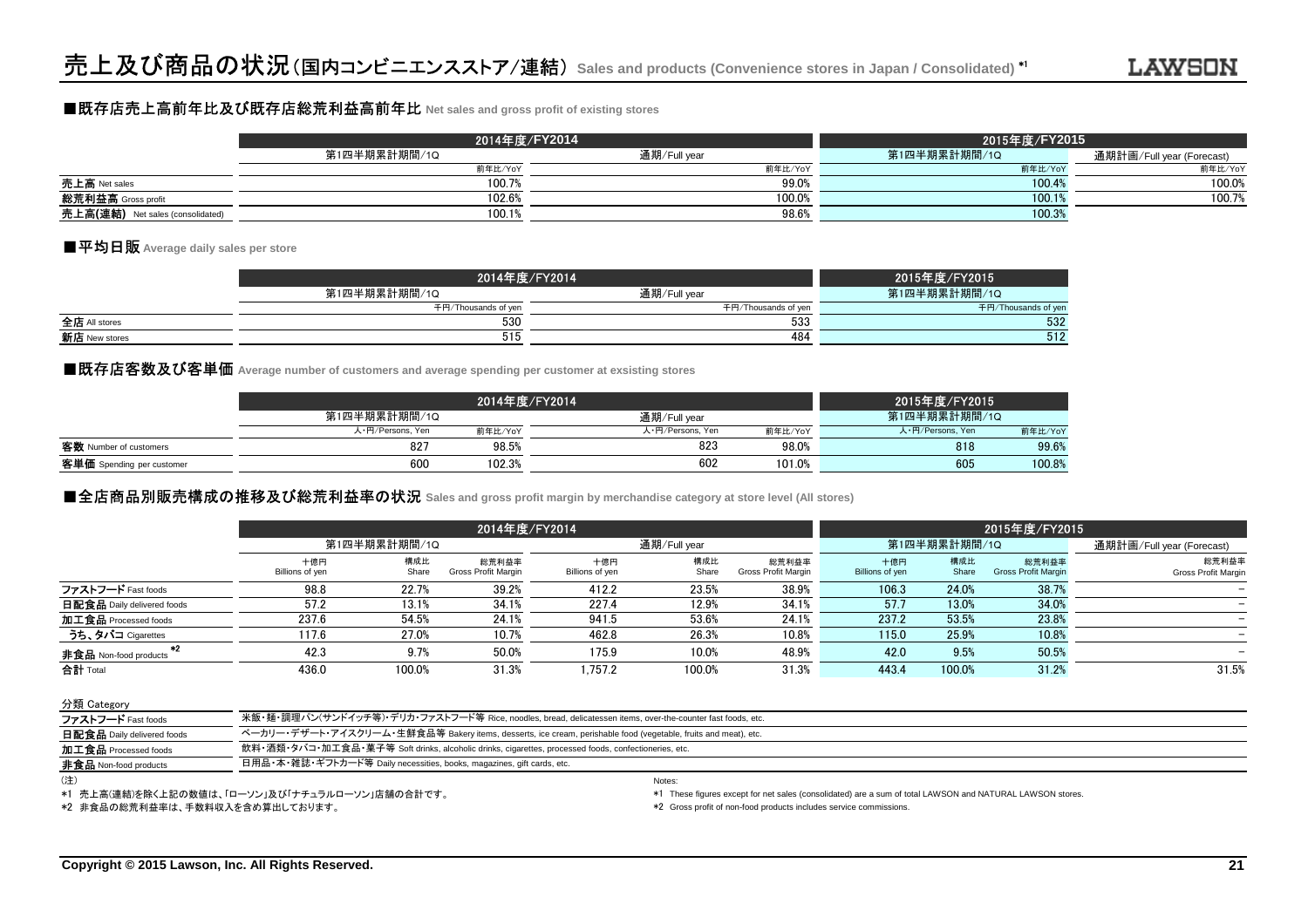# 売上及び商品の状況（国内コンビニエンスストア/連結） Sales and products (Convenience stores in Japan / Consolidated) *1

## ■既存店売上高前年比及び既存店総荒利益高前年比 Net sales and gross profit of existing stores

| | 2014年度/FY2014 | | 2015年度/FY2015 | |
|---|---|---|---|---|
| | 第1四半期累計期間/1Q | 通期/Full year | 第1四半期累計期間/1Q | 通期計画/Full year (Forecast) |
| | 前年比/YoY | 前年比/YoY | 前年比/YoY | 前年比/YoY |
| 売上高 Net sales | 100.7% | 99.0% | 100.4% | 100.0% |
| 総荒利益高 Gross profit | 102.6% | 100.0% | 100.1% | 100.7% |
| 売上高(連結) Net sales (consolidated) | 100.1% | 98.6% | 100.3% | |

## ■平均日販 Average daily sales per store

| | 2014年度/FY2014 | | 2015年度/FY2015 |
|---|---|---|---|
| | 第1四半期累計期間/1Q | 通期/Full year | 第1四半期累計期間/1Q |
| | 千円/Thousands of yen | 千円/Thousands of yen | 千円/Thousands of yen |
| 全店 All stores | 530 | 533 | 532 |
| 新店 New stores | 515 | 484 | 512 |

## ■既存店客数及び客単価 Average number of customers and average spending per customer at exsisting stores

| | 2014年度/FY2014 | | | | 2015年度/FY2015 | |
|---|---|---|---|---|---|---|
| | 第1四半期累計期間/1Q | | 通期/Full year | | 第1四半期累計期間/1Q | |
| | 人・円/Persons, Yen | 前年比/YoY | 人・円/Persons, Yen | 前年比/YoY | 人・円/Persons, Yen | 前年比/YoY |
| 客数 Number of customers | 827 | 98.5% | 823 | 98.0% | 818 | 99.6% |
| 客単価 Spending per customer | 600 | 102.3% | 602 | 101.0% | 605 | 100.8% |

## ■全店商品別販売構成の推移及び総荒利益率の状況 Sales and gross profit margin by merchandise category at store level (All stores)

| | 2014年度/FY2014 | | | | | | 2015年度/FY2015 | | | |
|---|---|---|---|---|---|---|---|---|---|---|
| | 第1四半期累計期間/1Q | | | 通期/Full year | | | 第1四半期累計期間/1Q | | | 通期計画/Full year (Forecast) |
| | 十億円 Billions of yen | 構成比 Share | 総荒利益率 Gross Profit Margin | 十億円 Billions of yen | 構成比 Share | 総荒利益率 Gross Profit Margin | 十億円 Billions of yen | 構成比 Share | 総荒利益率 Gross Profit Margin | 総荒利益率 Gross Profit Margin |
| ファストフード Fast foods | 98.8 | 22.7% | 39.2% | 412.2 | 23.5% | 38.9% | 106.3 | 24.0% | 38.7% | – |
| 日配食品 Daily delivered foods | 57.2 | 13.1% | 34.1% | 227.4 | 12.9% | 34.1% | 57.7 | 13.0% | 34.0% | – |
| 加工食品 Processed foods | 237.6 | 54.5% | 24.1% | 941.5 | 53.6% | 24.1% | 237.2 | 53.5% | 23.8% | – |
| うち、タバコ Cigarettes | 117.6 | 27.0% | 10.7% | 462.8 | 26.3% | 10.8% | 115.0 | 25.9% | 10.8% | – |
| 非食品 Non-food products *2 | 42.3 | 9.7% | 50.0% | 175.9 | 10.0% | 48.9% | 42.0 | 9.5% | 50.5% | – |
| 合計 Total | 436.0 | 100.0% | 31.3% | 1,757.2 | 100.0% | 31.3% | 443.4 | 100.0% | 31.2% | 31.5% |

分類 Category

| | |
|---|---|
| ファストフード Fast foods | 米飯・麺・調理パン(サンドイッチ等)・デリカ・ファストフード等 Rice, noodles, bread, delicatessen items, over-the-counter fast foods, etc. |
| 日配食品 Daily delivered foods | ベーカリー・デザート・アイスクリーム・生鮮食品等 Bakery items, desserts, ice cream, perishable food (vegetable, fruits and meat), etc. |
| 加工食品 Processed foods | 飲料・酒類・タバコ・加工食品・菓子等 Soft drinks, alcoholic drinks, cigarettes, processed foods, confectioneries, etc. |
| 非食品 Non-food products | 日用品・本・雑誌・ギフトカード等 Daily necessities, books, magazines, gift cards, etc. |

(注)

*1 売上高(連結)を除く上記の数値は、「ローソン」及び「ナチュラルローソン」店舗の合計です。

*2 非食品の総荒利益率は、手数料収入を含め算出しております。

Notes:

*1 These figures except for net sales (consolidated) are a sum of total LAWSON and NATURAL LAWSON stores.

*2 Gross profit of non-food products includes service commissions.